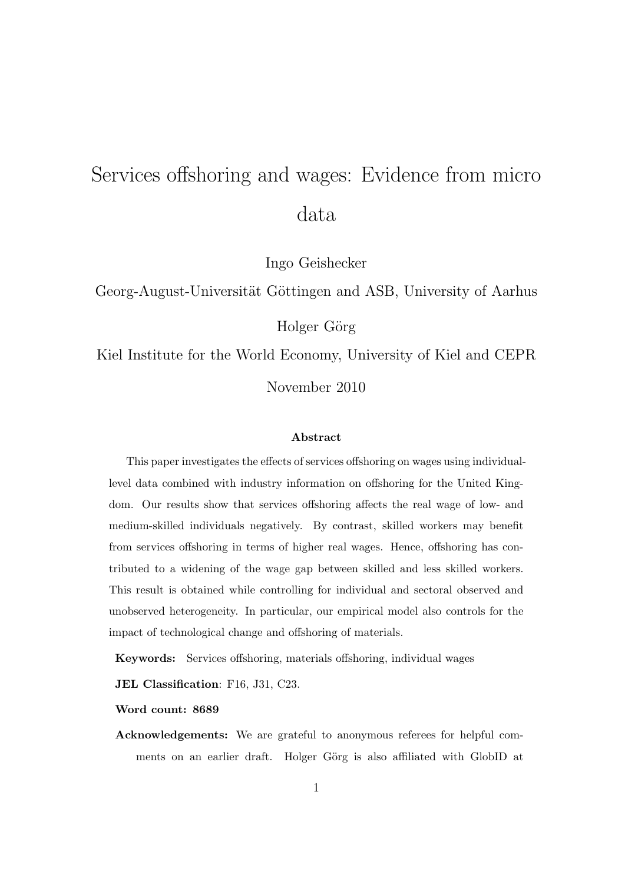# Services offshoring and wages: Evidence from micro data

Ingo Geishecker

Georg-August-Universität Göttingen and ASB, University of Aarhus

Holger Görg

Kiel Institute for the World Economy, University of Kiel and CEPR

November 2010

**Abstract**

This paper investigates the effects of services offshoring on wages using individual-level data combined with industry information on offshoring for the United Kingdom. Our results show that services offshoring affects the real wage of low- and medium-skilled individuals negatively. By contrast, skilled workers may benefit from services offshoring in terms of higher real wages. Hence, offshoring has contributed to a widening of the wage gap between skilled and less skilled workers. This result is obtained while controlling for individual and sectoral observed and unobserved heterogeneity. In particular, our empirical model also controls for the impact of technological change and offshoring of materials.

**Keywords:** Services offshoring, materials offshoring, individual wages

**JEL Classification**: F16, J31, C23.

**Word count: 8689**

**Acknowledgements:** We are grateful to anonymous referees for helpful comments on an earlier draft. Holger Görg is also affiliated with GlobID at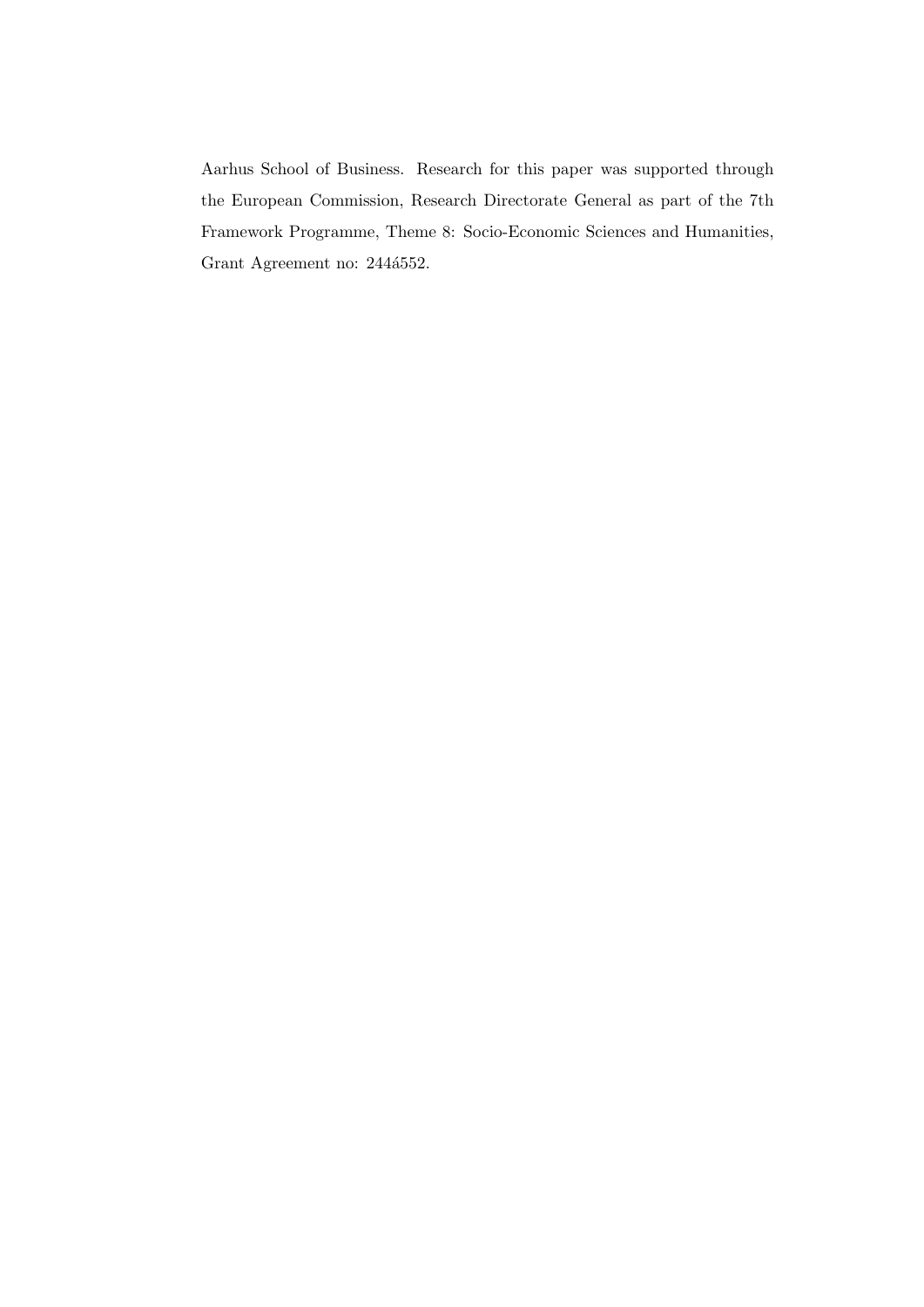Aarhus School of Business. Research for this paper was supported through the European Commission, Research Directorate General as part of the 7th Framework Programme, Theme 8: Socio-Economic Sciences and Humanities, Grant Agreement no: 244á552.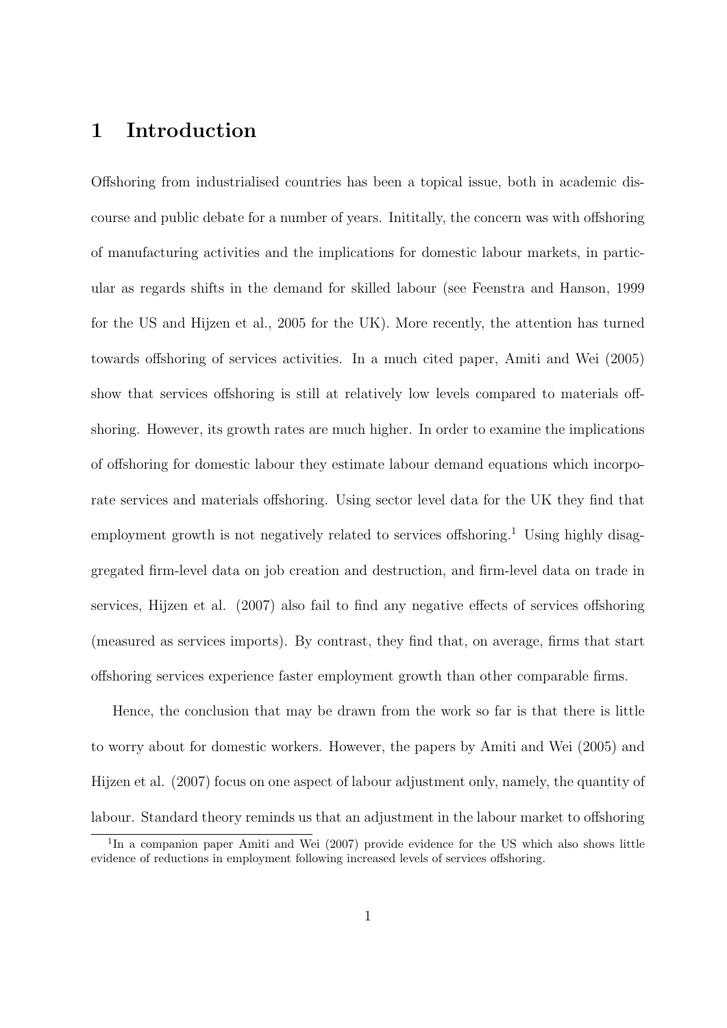# 1 Introduction

Offshoring from industrialised countries has been a topical issue, both in academic discourse and public debate for a number of years. Inititally, the concern was with offshoring of manufacturing activities and the implications for domestic labour markets, in particular as regards shifts in the demand for skilled labour (see Feenstra and Hanson, 1999 for the US and Hijzen et al., 2005 for the UK). More recently, the attention has turned towards offshoring of services activities. In a much cited paper, Amiti and Wei (2005) show that services offshoring is still at relatively low levels compared to materials offshoring. However, its growth rates are much higher. In order to examine the implications of offshoring for domestic labour they estimate labour demand equations which incorporate services and materials offshoring. Using sector level data for the UK they find that employment growth is not negatively related to services offshoring.[1] Using highly disaggregated firm-level data on job creation and destruction, and firm-level data on trade in services, Hijzen et al. (2007) also fail to find any negative effects of services offshoring (measured as services imports). By contrast, they find that, on average, firms that start offshoring services experience faster employment growth than other comparable firms.

Hence, the conclusion that may be drawn from the work so far is that there is little to worry about for domestic workers. However, the papers by Amiti and Wei (2005) and Hijzen et al. (2007) focus on one aspect of labour adjustment only, namely, the quantity of labour. Standard theory reminds us that an adjustment in the labour market to offshoring

[1] In a companion paper Amiti and Wei (2007) provide evidence for the US which also shows little evidence of reductions in employment following increased levels of services offshoring.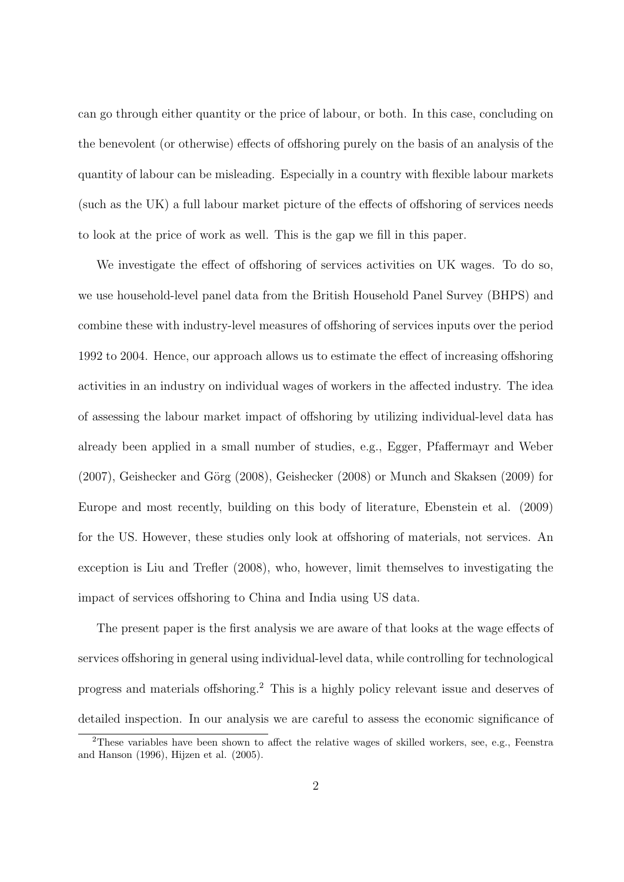can go through either quantity or the price of labour, or both. In this case, concluding on the benevolent (or otherwise) effects of offshoring purely on the basis of an analysis of the quantity of labour can be misleading. Especially in a country with flexible labour markets (such as the UK) a full labour market picture of the effects of offshoring of services needs to look at the price of work as well. This is the gap we fill in this paper.

We investigate the effect of offshoring of services activities on UK wages. To do so, we use household-level panel data from the British Household Panel Survey (BHPS) and combine these with industry-level measures of offshoring of services inputs over the period 1992 to 2004. Hence, our approach allows us to estimate the effect of increasing offshoring activities in an industry on individual wages of workers in the affected industry. The idea of assessing the labour market impact of offshoring by utilizing individual-level data has already been applied in a small number of studies, e.g., Egger, Pfaffermayr and Weber (2007), Geishecker and Görg (2008), Geishecker (2008) or Munch and Skaksen (2009) for Europe and most recently, building on this body of literature, Ebenstein et al. (2009) for the US. However, these studies only look at offshoring of materials, not services. An exception is Liu and Trefler (2008), who, however, limit themselves to investigating the impact of services offshoring to China and India using US data.

The present paper is the first analysis we are aware of that looks at the wage effects of services offshoring in general using individual-level data, while controlling for technological progress and materials offshoring.[2] This is a highly policy relevant issue and deserves of detailed inspection. In our analysis we are careful to assess the economic significance of

[2] These variables have been shown to affect the relative wages of skilled workers, see, e.g., Feenstra and Hanson (1996), Hijzen et al. (2005).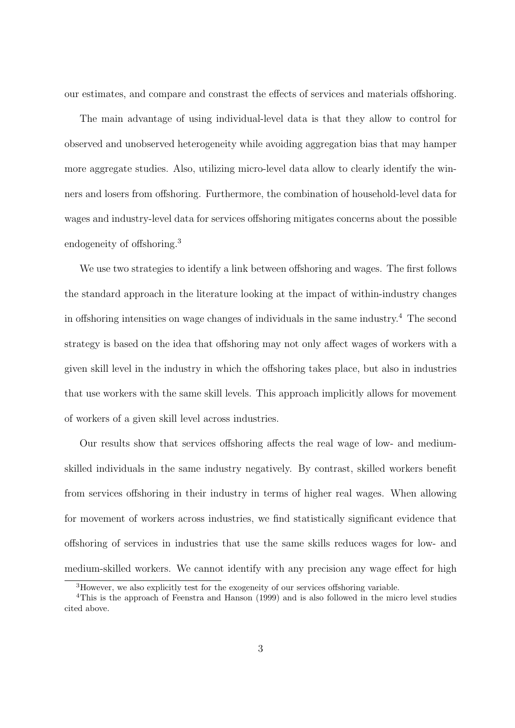our estimates, and compare and constrast the effects of services and materials offshoring.

The main advantage of using individual-level data is that they allow to control for observed and unobserved heterogeneity while avoiding aggregation bias that may hamper more aggregate studies. Also, utilizing micro-level data allow to clearly identify the winners and losers from offshoring. Furthermore, the combination of household-level data for wages and industry-level data for services offshoring mitigates concerns about the possible endogeneity of offshoring.[3]

We use two strategies to identify a link between offshoring and wages. The first follows the standard approach in the literature looking at the impact of within-industry changes in offshoring intensities on wage changes of individuals in the same industry.[4] The second strategy is based on the idea that offshoring may not only affect wages of workers with a given skill level in the industry in which the offshoring takes place, but also in industries that use workers with the same skill levels. This approach implicitly allows for movement of workers of a given skill level across industries.

Our results show that services offshoring affects the real wage of low- and medium-skilled individuals in the same industry negatively. By contrast, skilled workers benefit from services offshoring in their industry in terms of higher real wages. When allowing for movement of workers across industries, we find statistically significant evidence that offshoring of services in industries that use the same skills reduces wages for low- and medium-skilled workers. We cannot identify with any precision any wage effect for high

[3]However, we also explicitly test for the exogeneity of our services offshoring variable.

[4]This is the approach of Feenstra and Hanson (1999) and is also followed in the micro level studies cited above.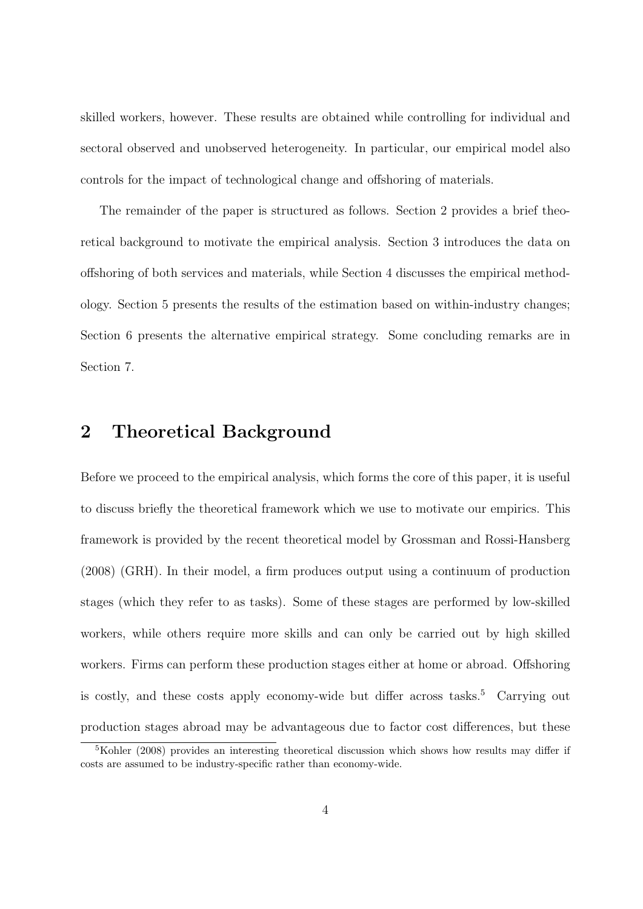skilled workers, however. These results are obtained while controlling for individual and sectoral observed and unobserved heterogeneity. In particular, our empirical model also controls for the impact of technological change and offshoring of materials.

The remainder of the paper is structured as follows. Section 2 provides a brief theoretical background to motivate the empirical analysis. Section 3 introduces the data on offshoring of both services and materials, while Section 4 discusses the empirical methodology. Section 5 presents the results of the estimation based on within-industry changes; Section 6 presents the alternative empirical strategy. Some concluding remarks are in Section 7.

## 2 Theoretical Background

Before we proceed to the empirical analysis, which forms the core of this paper, it is useful to discuss briefly the theoretical framework which we use to motivate our empirics. This framework is provided by the recent theoretical model by Grossman and Rossi-Hansberg (2008) (GRH). In their model, a firm produces output using a continuum of production stages (which they refer to as tasks). Some of these stages are performed by low-skilled workers, while others require more skills and can only be carried out by high skilled workers. Firms can perform these production stages either at home or abroad. Offshoring is costly, and these costs apply economy-wide but differ across tasks.[5] Carrying out production stages abroad may be advantageous due to factor cost differences, but these

[5] Kohler (2008) provides an interesting theoretical discussion which shows how results may differ if costs are assumed to be industry-specific rather than economy-wide.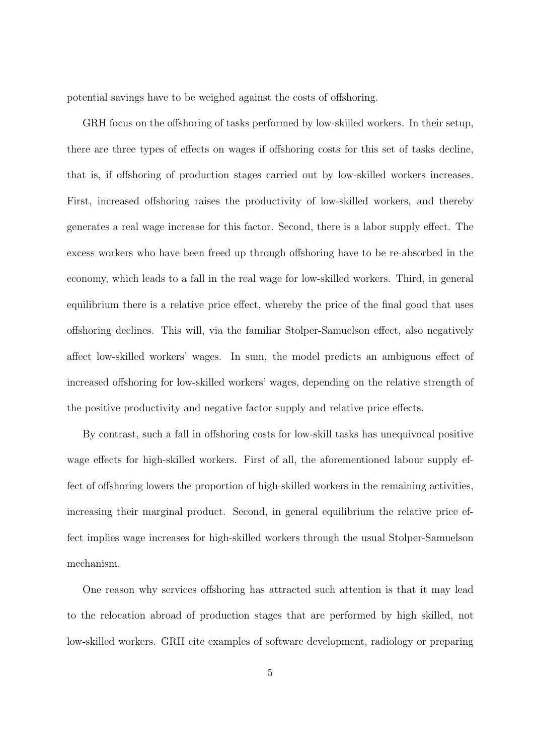potential savings have to be weighed against the costs of offshoring.

GRH focus on the offshoring of tasks performed by low-skilled workers. In their setup, there are three types of effects on wages if offshoring costs for this set of tasks decline, that is, if offshoring of production stages carried out by low-skilled workers increases. First, increased offshoring raises the productivity of low-skilled workers, and thereby generates a real wage increase for this factor. Second, there is a labor supply effect. The excess workers who have been freed up through offshoring have to be re-absorbed in the economy, which leads to a fall in the real wage for low-skilled workers. Third, in general equilibrium there is a relative price effect, whereby the price of the final good that uses offshoring declines. This will, via the familiar Stolper-Samuelson effect, also negatively affect low-skilled workers' wages. In sum, the model predicts an ambiguous effect of increased offshoring for low-skilled workers' wages, depending on the relative strength of the positive productivity and negative factor supply and relative price effects.

By contrast, such a fall in offshoring costs for low-skill tasks has unequivocal positive wage effects for high-skilled workers. First of all, the aforementioned labour supply effect of offshoring lowers the proportion of high-skilled workers in the remaining activities, increasing their marginal product. Second, in general equilibrium the relative price effect implies wage increases for high-skilled workers through the usual Stolper-Samuelson mechanism.

One reason why services offshoring has attracted such attention is that it may lead to the relocation abroad of production stages that are performed by high skilled, not low-skilled workers. GRH cite examples of software development, radiology or preparing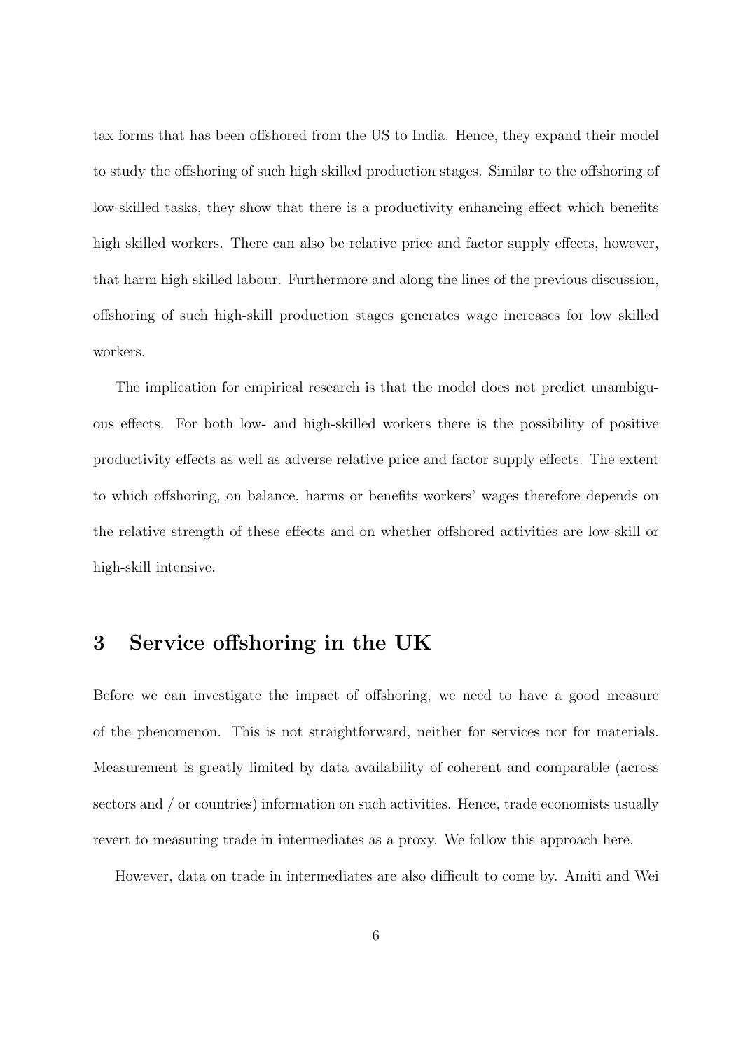tax forms that has been offshored from the US to India. Hence, they expand their model to study the offshoring of such high skilled production stages. Similar to the offshoring of low-skilled tasks, they show that there is a productivity enhancing effect which benefits high skilled workers. There can also be relative price and factor supply effects, however, that harm high skilled labour. Furthermore and along the lines of the previous discussion, offshoring of such high-skill production stages generates wage increases for low skilled workers.

The implication for empirical research is that the model does not predict unambiguous effects. For both low- and high-skilled workers there is the possibility of positive productivity effects as well as adverse relative price and factor supply effects. The extent to which offshoring, on balance, harms or benefits workers' wages therefore depends on the relative strength of these effects and on whether offshored activities are low-skill or high-skill intensive.

# 3 Service offshoring in the UK

Before we can investigate the impact of offshoring, we need to have a good measure of the phenomenon. This is not straightforward, neither for services nor for materials. Measurement is greatly limited by data availability of coherent and comparable (across sectors / or countries) information on such activities. Hence, trade economists usually revert to measuring trade in intermediates as a proxy. We follow this approach here.

However, data on trade in intermediates are also difficult to come by. Amiti and Wei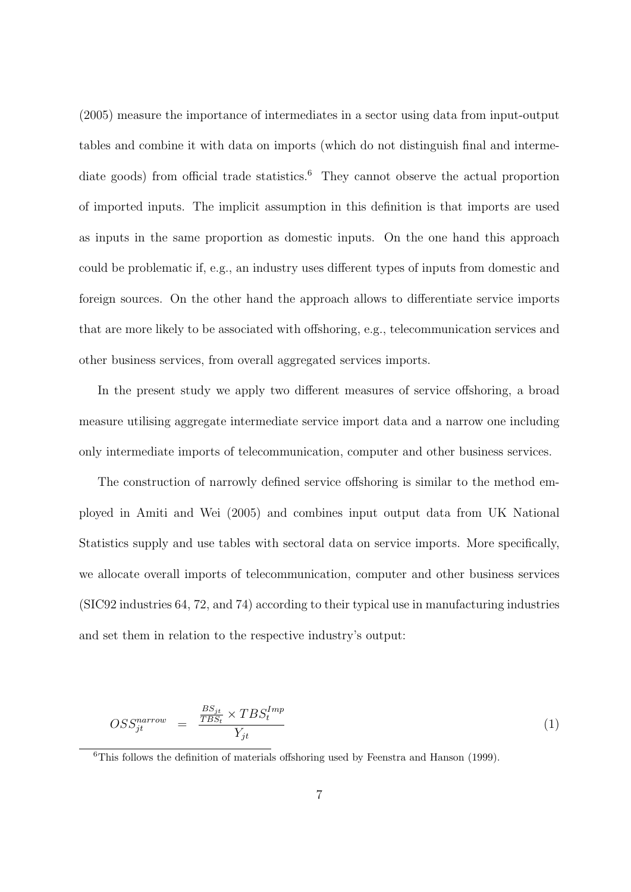(2005) measure the importance of intermediates in a sector using data from input-output tables and combine it with data on imports (which do not distinguish final and intermediate goods) from official trade statistics.[6] They cannot observe the actual proportion of imported inputs. The implicit assumption in this definition is that imports are used as inputs in the same proportion as domestic inputs. On the one hand this approach could be problematic if, e.g., an industry uses different types of inputs from domestic and foreign sources. On the other hand the approach allows to differentiate service imports that are more likely to be associated with offshoring, e.g., telecommunication services and other business services, from overall aggregated services imports.

In the present study we apply two different measures of service offshoring, a broad measure utilising aggregate intermediate service import data and a narrow one including only intermediate imports of telecommunication, computer and other business services.

The construction of narrowly defined service offshoring is similar to the method employed in Amiti and Wei (2005) and combines input output data from UK National Statistics supply and use tables with sectoral data on service imports. More specifically, we allocate overall imports of telecommunication, computer and other business services (SIC92 industries 64, 72, and 74) according to their typical use in manufacturing industries and set them in relation to the respective industry's output:

$$OSS_{jt}^{narrow} = \frac{\frac{BS_{jt}}{TBS_t} \times TBS_t^{Imp}}{Y_{jt}} \tag{1}$$

[6]This follows the definition of materials offshoring used by Feenstra and Hanson (1999).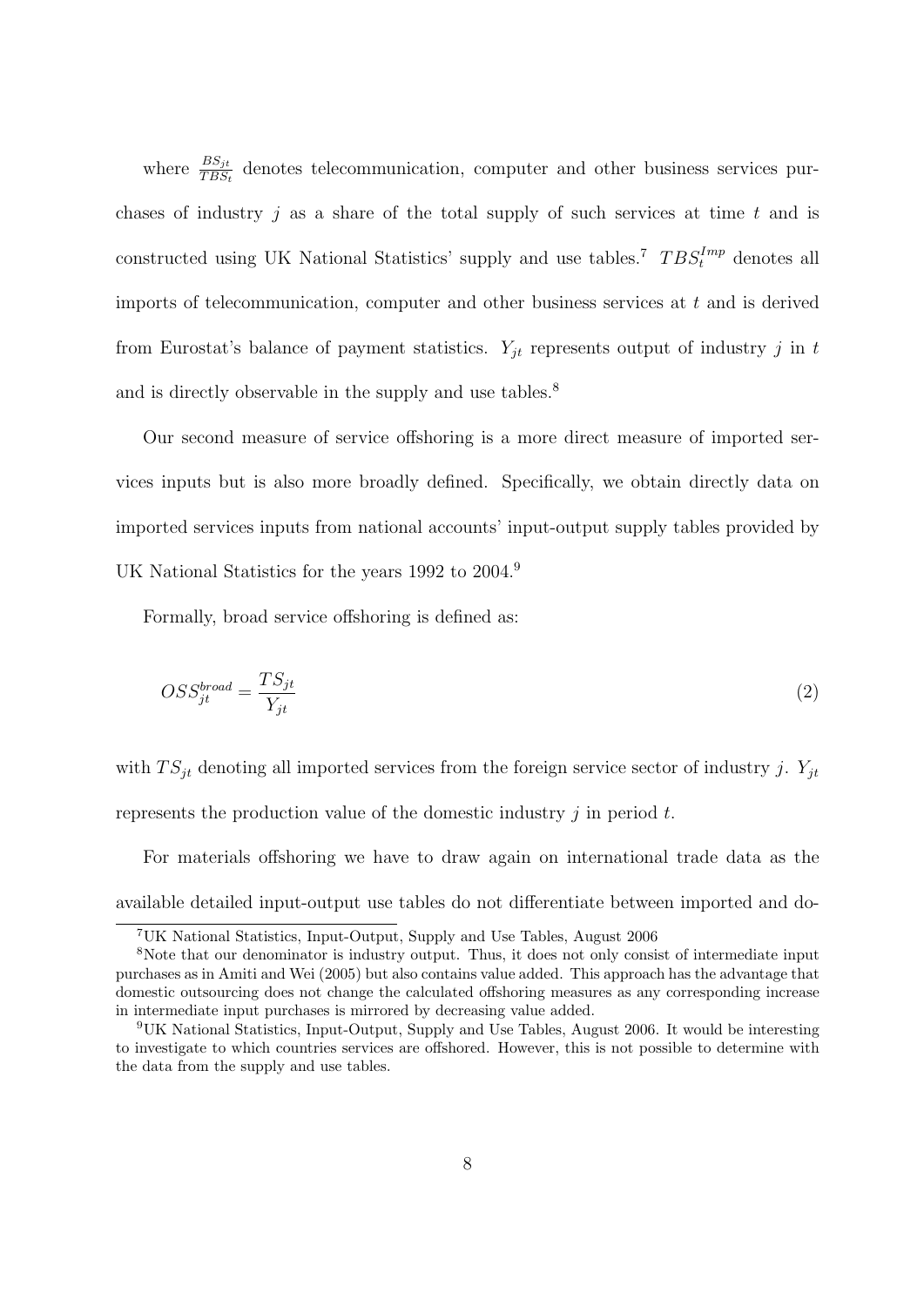where $\frac{BS_{jt}}{TBS_t}$ denotes telecommunication, computer and other business services purchases of industry $j$ as a share of the total supply of such services at time $t$ and is constructed using UK National Statistics' supply and use tables.[7] $TBS_t^{Imp}$ denotes all imports of telecommunication, computer and other business services at $t$ and is derived from Eurostat's balance of payment statistics. $Y_{jt}$ represents output of industry $j$ in $t$ and is directly observable in the supply and use tables.[8]

Our second measure of service offshoring is a more direct measure of imported services inputs but is also more broadly defined. Specifically, we obtain directly data on imported services inputs from national accounts' input-output supply tables provided by UK National Statistics for the years 1992 to 2004.[9]

Formally, broad service offshoring is defined as:

$$OSS_{jt}^{broad} = \frac{TS_{jt}}{Y_{jt}} \tag{2}$$

with $TS_{jt}$ denoting all imported services from the foreign service sector of industry $j$. $Y_{jt}$ represents the production value of the domestic industry $j$ in period $t$.

For materials offshoring we have to draw again on international trade data as the available detailed input-output use tables do not differentiate between imported and do-

[7] UK National Statistics, Input-Output, Supply and Use Tables, August 2006

[8] Note that our denominator is industry output. Thus, it does not only consist of intermediate input purchases as in Amiti and Wei (2005) but also contains value added. This approach has the advantage that domestic outsourcing does not change the calculated offshoring measures as any corresponding increase in intermediate input purchases is mirrored by decreasing value added.

[9] UK National Statistics, Input-Output, Supply and Use Tables, August 2006. It would be interesting to investigate to which countries services are offshored. However, this is not possible to determine with the data from the supply and use tables.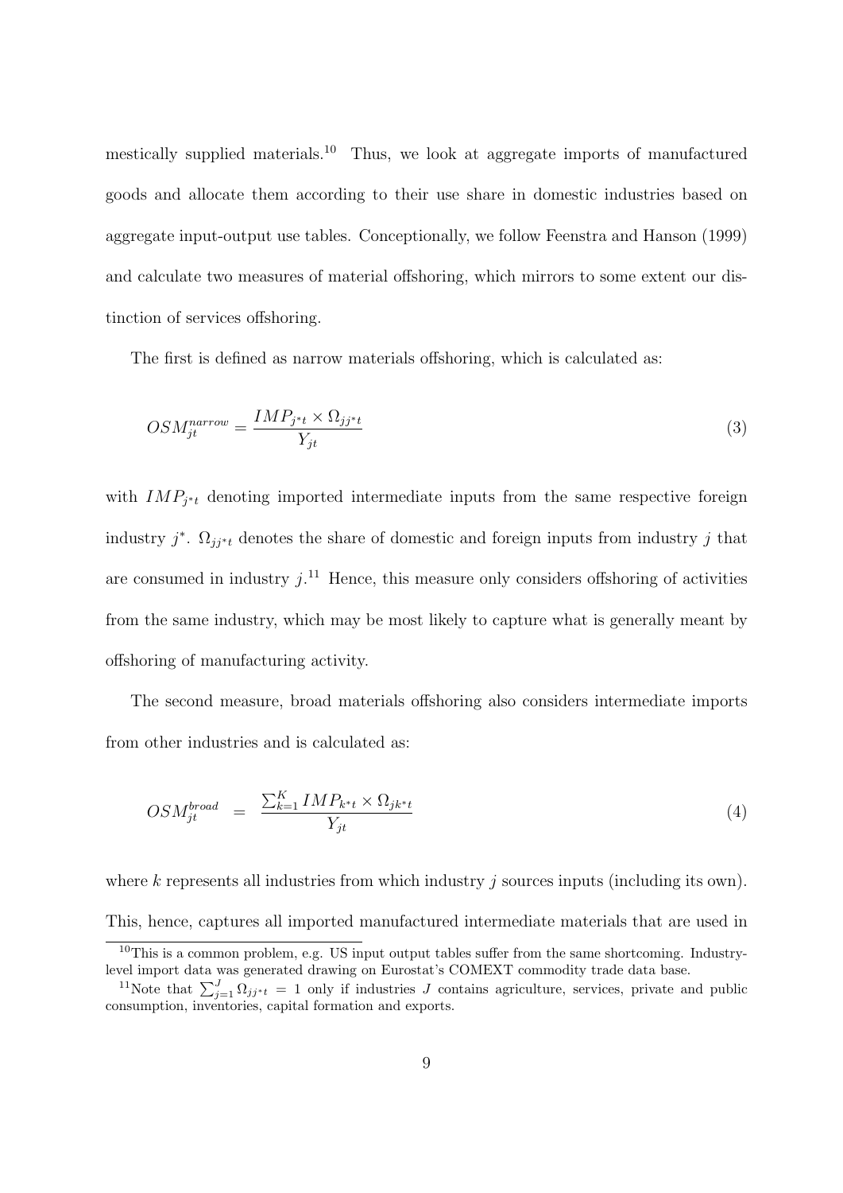mestically supplied materials.[10] Thus, we look at aggregate imports of manufactured goods and allocate them according to their use share in domestic industries based on aggregate input-output use tables. Conceptionally, we follow Feenstra and Hanson (1999) and calculate two measures of material offshoring, which mirrors to some extent our distinction of services offshoring.

The first is defined as narrow materials offshoring, which is calculated as:

$$OSM_{jt}^{narrow} = \frac{IMP_{j^*t} \times \Omega_{jj^*t}}{Y_{jt}} \tag{3}$$

with $IMP_{j^*t}$ denoting imported intermediate inputs from the same respective foreign industry $j^*$. $\Omega_{jj^*t}$ denotes the share of domestic and foreign inputs from industry $j$ that are consumed in industry $j$.[11] Hence, this measure only considers offshoring of activities from the same industry, which may be most likely to capture what is generally meant by offshoring of manufacturing activity.

The second measure, broad materials offshoring also considers intermediate imports from other industries and is calculated as:

$$OSM_{jt}^{broad} = \frac{\sum_{k=1}^{K} IMP_{k^*t} \times \Omega_{jk^*t}}{Y_{jt}} \tag{4}$$

where $k$ represents all industries from which industry $j$ sources inputs (including its own). This, hence, captures all imported manufactured intermediate materials that are used in

[10] This is a common problem, e.g. US input output tables suffer from the same shortcoming. Industry-level import data was generated drawing on Eurostat's COMEXT commodity trade data base.

[11] Note that $\sum_{j=1}^{J} \Omega_{jj^*t} = 1$ only if industries $J$ contains agriculture, services, private and public consumption, inventories, capital formation and exports.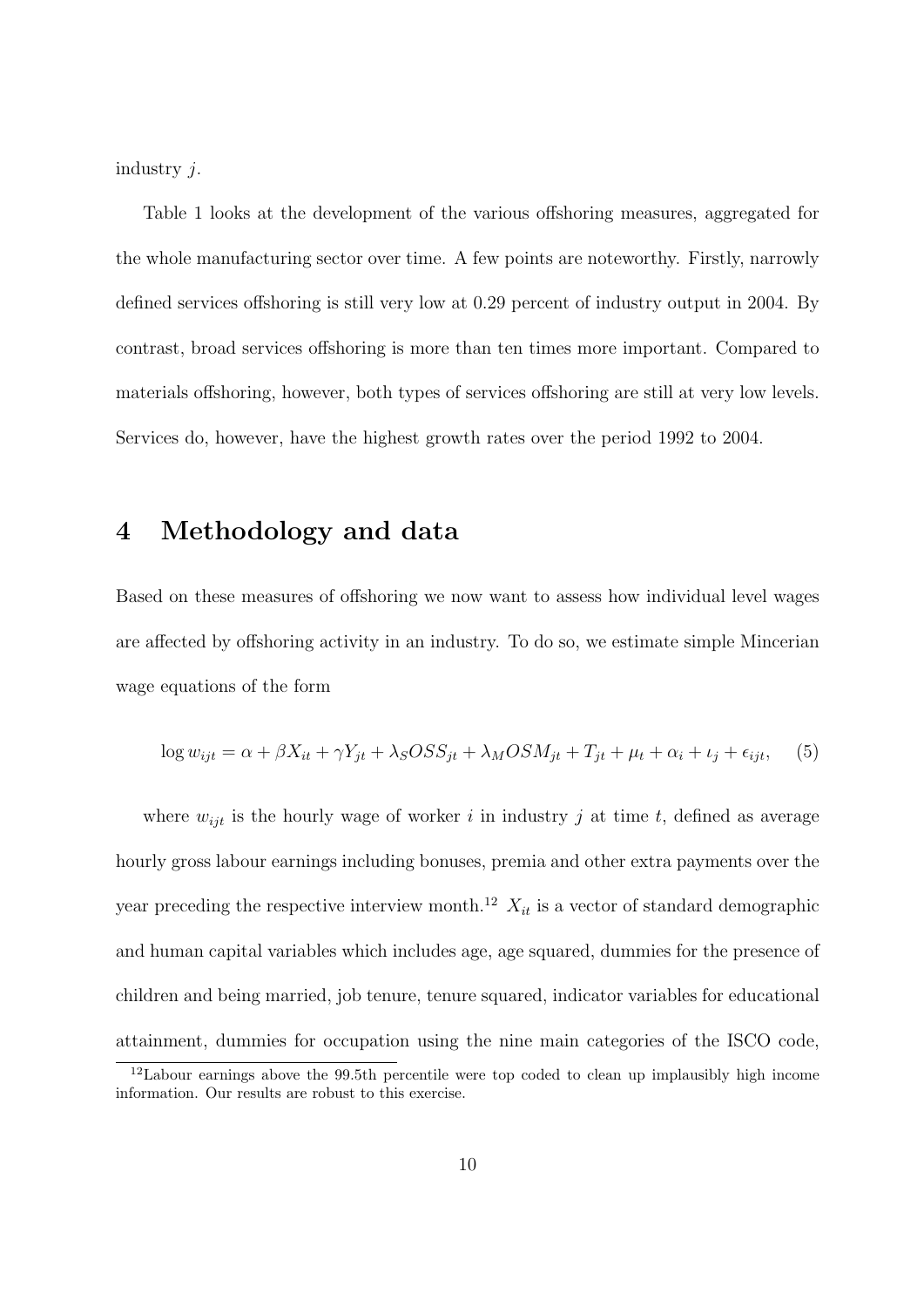industry $j$.

Table 1 looks at the development of the various offshoring measures, aggregated for the whole manufacturing sector over time. A few points are noteworthy. Firstly, narrowly defined services offshoring is still very low at 0.29 percent of industry output in 2004. By contrast, broad services offshoring is more than ten times more important. Compared to materials offshoring, however, both types of services offshoring are still at very low levels. Services do, however, have the highest growth rates over the period 1992 to 2004.

# 4 Methodology and data

Based on these measures of offshoring we now want to assess how individual level wages are affected by offshoring activity in an industry. To do so, we estimate simple Mincerian wage equations of the form

$$\log w_{ijt} = \alpha + \beta X_{it} + \gamma Y_{jt} + \lambda_S OSS_{jt} + \lambda_M OSM_{jt} + T_{jt} + \mu_t + \alpha_i + \iota_j + \epsilon_{ijt}, \quad (5)$$

where $w_{ijt}$ is the hourly wage of worker $i$ in industry $j$ at time $t$, defined as average hourly gross labour earnings including bonuses, premia and other extra payments over the year preceding the respective interview month.[12] $X_{it}$ is a vector of standard demographic and human capital variables which includes age, age squared, dummies for the presence of children and being married, job tenure, tenure squared, indicator variables for educational attainment, dummies for occupation using the nine main categories of the ISCO code,

[12]Labour earnings above the 99.5th percentile were top coded to clean up implausibly high income information. Our results are robust to this exercise.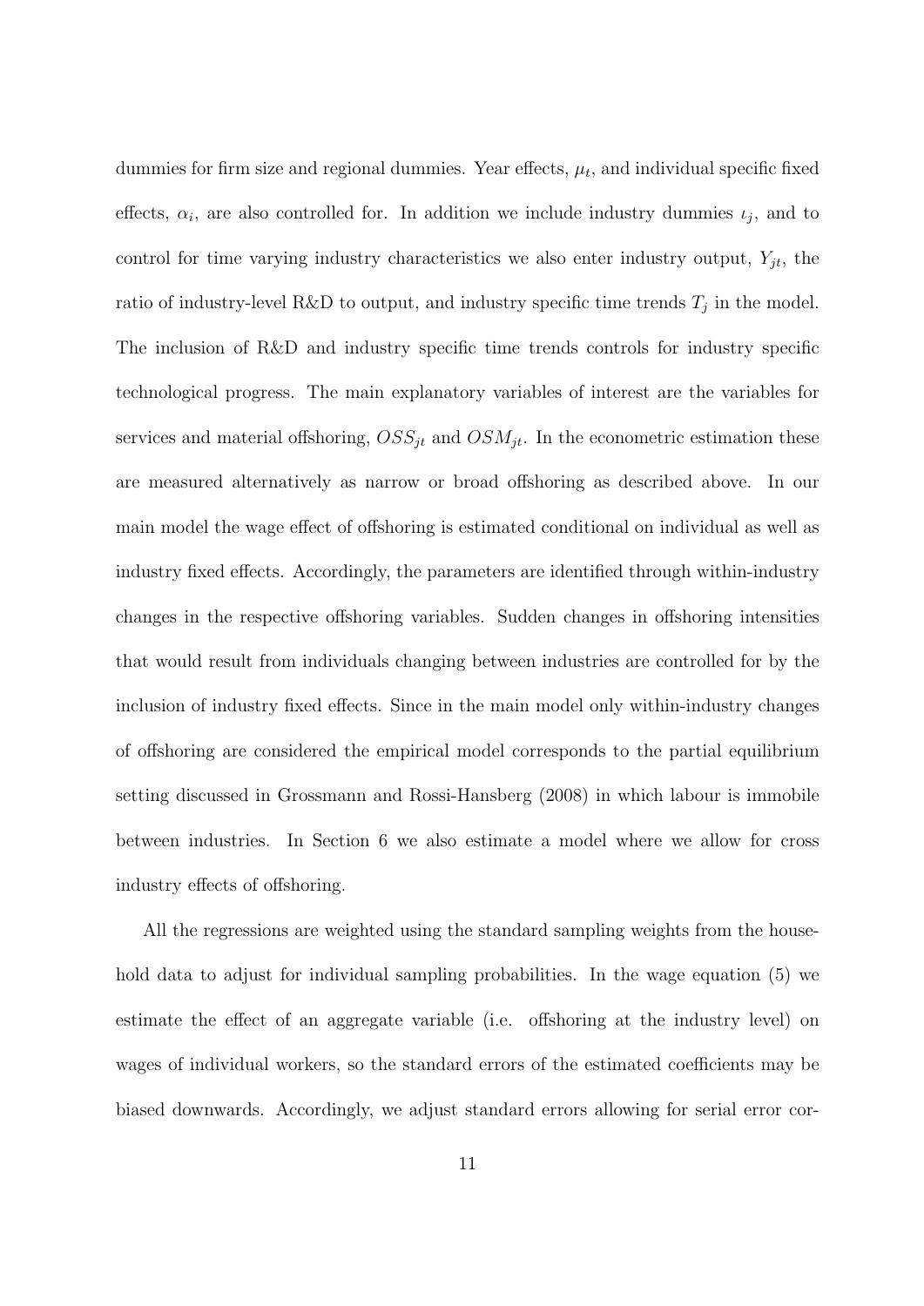dummies for firm size and regional dummies. Year effects, $\mu_t$, and individual specific fixed effects, $\alpha_i$, are also controlled for. In addition we include industry dummies $\iota_j$, and to control for time varying industry characteristics we also enter industry output, $Y_{jt}$, the ratio of industry-level R&D to output, and industry specific time trends $T_j$ in the model. The inclusion of R&D and industry specific time trends controls for industry specific technological progress. The main explanatory variables of interest are the variables for services and material offshoring, $OSS_{jt}$ and $OSM_{jt}$. In the econometric estimation these are measured alternatively as narrow or broad offshoring as described above. In our main model the wage effect of offshoring is estimated conditional on individual as well as industry fixed effects. Accordingly, the parameters are identified through within-industry changes in the respective offshoring variables. Sudden changes in offshoring intensities that would result from individuals changing between industries are controlled for by the inclusion of industry fixed effects. Since in the main model only within-industry changes of offshoring are considered the empirical model corresponds to the partial equilibrium setting discussed in Grossmann and Rossi-Hansberg (2008) in which labour is immobile between industries. In Section 6 we also estimate a model where we allow for cross industry effects of offshoring.

All the regressions are weighted using the standard sampling weights from the household data to adjust for individual sampling probabilities. In the wage equation (5) we estimate the effect of an aggregate variable (i.e. offshoring at the industry level) on wages of individual workers, so the standard errors of the estimated coefficients may be biased downwards. Accordingly, we adjust standard errors allowing for serial error cor-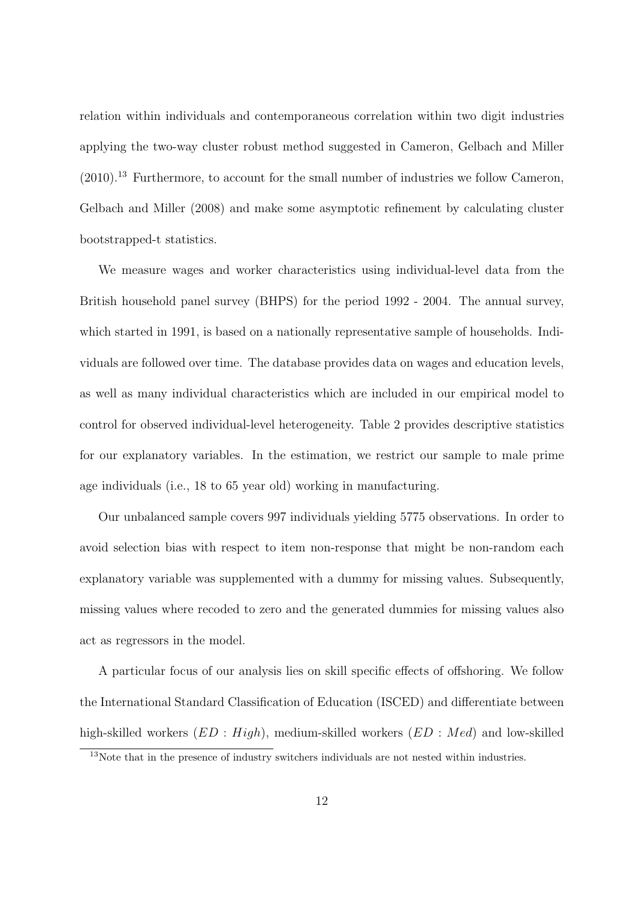relation within individuals and contemporaneous correlation within two digit industries applying the two-way cluster robust method suggested in Cameron, Gelbach and Miller (2010).[13] Furthermore, to account for the small number of industries we follow Cameron, Gelbach and Miller (2008) and make some asymptotic refinement by calculating cluster bootstrapped-t statistics.

We measure wages and worker characteristics using individual-level data from the British household panel survey (BHPS) for the period 1992 - 2004. The annual survey, which started in 1991, is based on a nationally representative sample of households. Individuals are followed over time. The database provides data on wages and education levels, as well as many individual characteristics which are included in our empirical model to control for observed individual-level heterogeneity. Table 2 provides descriptive statistics for our explanatory variables. In the estimation, we restrict our sample to male prime age individuals (i.e., 18 to 65 year old) working in manufacturing.

Our unbalanced sample covers 997 individuals yielding 5775 observations. In order to avoid selection bias with respect to item non-response that might be non-random each explanatory variable was supplemented with a dummy for missing values. Subsequently, missing values where recoded to zero and the generated dummies for missing values also act as regressors in the model.

A particular focus of our analysis lies on skill specific effects of offshoring. We follow the International Standard Classification of Education (ISCED) and differentiate between high-skilled workers ($ED : High$), medium-skilled workers ($ED : Med$) and low-skilled

[13] Note that in the presence of industry switchers individuals are not nested within industries.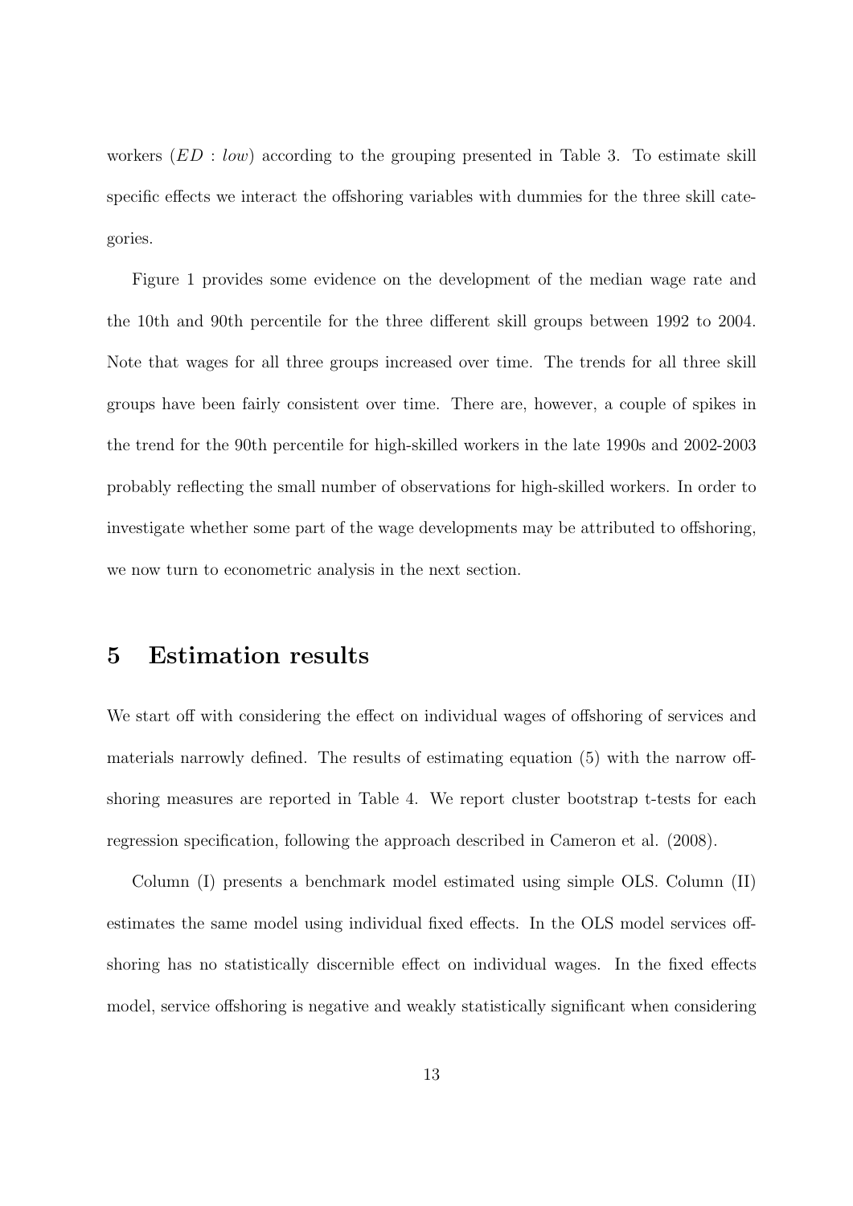workers ($ED$ : $low$) according to the grouping presented in Table 3. To estimate skill specific effects we interact the offshoring variables with dummies for the three skill categories.

Figure 1 provides some evidence on the development of the median wage rate and the 10th and 90th percentile for the three different skill groups between 1992 to 2004. Note that wages for all three groups increased over time. The trends for all three skill groups have been fairly consistent over time. There are, however, a couple of spikes in the trend for the 90th percentile for high-skilled workers in the late 1990s and 2002-2003 probably reflecting the small number of observations for high-skilled workers. In order to investigate whether some part of the wage developments may be attributed to offshoring, we now turn to econometric analysis in the next section.

## 5 Estimation results

We start off with considering the effect on individual wages of offshoring of services and materials narrowly defined. The results of estimating equation (5) with the narrow offshoring measures are reported in Table 4. We report cluster bootstrap t-tests for each regression specification, following the approach described in Cameron et al. (2008).

Column (I) presents a benchmark model estimated using simple OLS. Column (II) estimates the same model using individual fixed effects. In the OLS model services offshoring has no statistically discernible effect on individual wages. In the fixed effects model, service offshoring is negative and weakly statistically significant when considering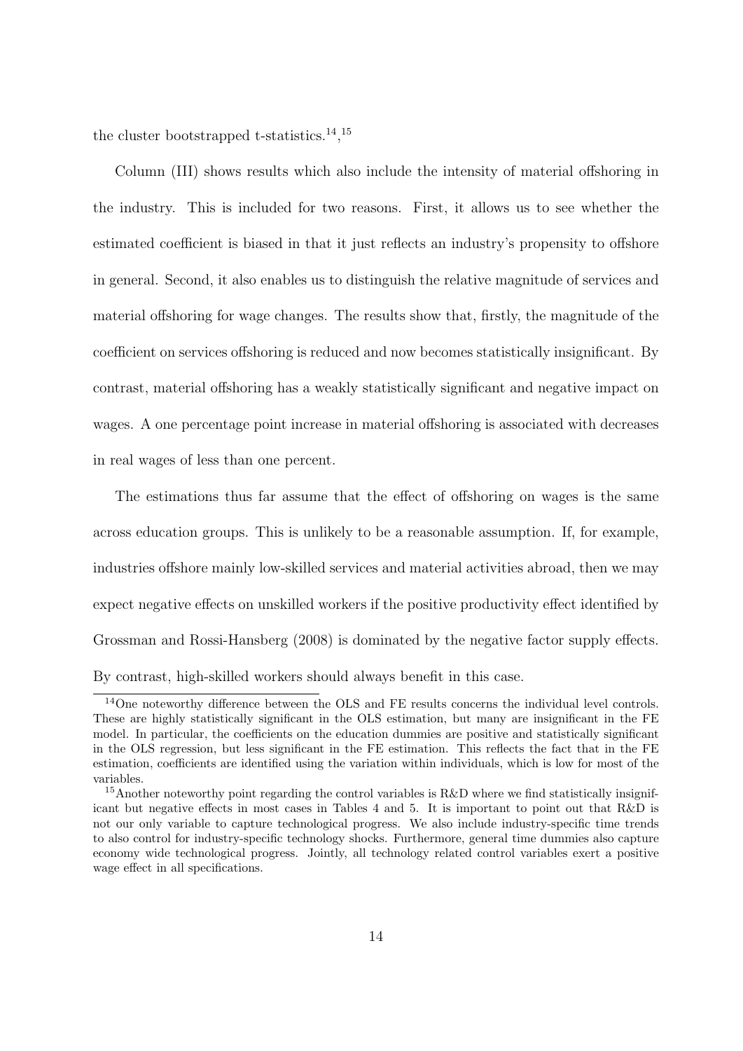the cluster bootstrapped t-statistics.[14],[15]

Column (III) shows results which also include the intensity of material offshoring in the industry. This is included for two reasons. First, it allows us to see whether the estimated coefficient is biased in that it just reflects an industry's propensity to offshore in general. Second, it also enables us to distinguish the relative magnitude of services and material offshoring for wage changes. The results show that, firstly, the magnitude of the coefficient on services offshoring is reduced and now becomes statistically insignificant. By contrast, material offshoring has a weakly statistically significant and negative impact on wages. A one percentage point increase in material offshoring is associated with decreases in real wages of less than one percent.

The estimations thus far assume that the effect of offshoring on wages is the same across education groups. This is unlikely to be a reasonable assumption. If, for example, industries offshore mainly low-skilled services and material activities abroad, then we may expect negative effects on unskilled workers if the positive productivity effect identified by Grossman and Rossi-Hansberg (2008) is dominated by the negative factor supply effects. By contrast, high-skilled workers should always benefit in this case.

[14] One noteworthy difference between the OLS and FE results concerns the individual level controls. These are highly statistically significant in the OLS estimation, but many are insignificant in the FE model. In particular, the coefficients on the education dummies are positive and statistically significant in the OLS regression, but less significant in the FE estimation. This reflects the fact that in the FE estimation, coefficients are identified using the variation within individuals, which is low for most of the variables.

[15] Another noteworthy point regarding the control variables is R&D where we find statistically insignificant but negative effects in most cases in Tables 4 and 5. It is important to point out that R&D is not our only variable to capture technological progress. We also include industry-specific time trends to also control for industry-specific technology shocks. Furthermore, general time dummies also capture economy wide technological progress. Jointly, all technology related control variables exert a positive wage effect in all specifications.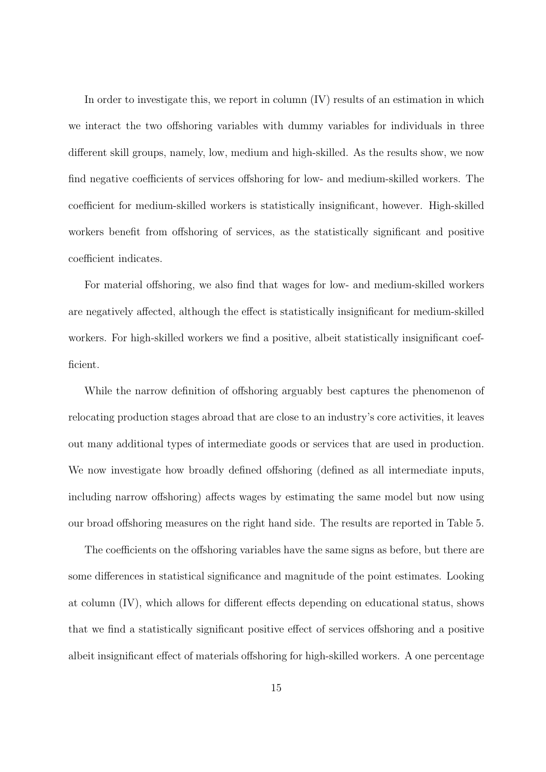In order to investigate this, we report in column (IV) results of an estimation in which we interact the two offshoring variables with dummy variables for individuals in three different skill groups, namely, low, medium and high-skilled. As the results show, we now find negative coefficients of services offshoring for low- and medium-skilled workers. The coefficient for medium-skilled workers is statistically insignificant, however. High-skilled workers benefit from offshoring of services, as the statistically significant and positive coefficient indicates.

For material offshoring, we also find that wages for low- and medium-skilled workers are negatively affected, although the effect is statistically insignificant for medium-skilled workers. For high-skilled workers we find a positive, albeit statistically insignificant coefficient.

While the narrow definition of offshoring arguably best captures the phenomenon of relocating production stages abroad that are close to an industry's core activities, it leaves out many additional types of intermediate goods or services that are used in production. We now investigate how broadly defined offshoring (defined as all intermediate inputs, including narrow offshoring) affects wages by estimating the same model but now using our broad offshoring measures on the right hand side. The results are reported in Table 5.

The coefficients on the offshoring variables have the same signs as before, but there are some differences in statistical significance and magnitude of the point estimates. Looking at column (IV), which allows for different effects depending on educational status, shows that we find a statistically significant positive effect of services offshoring and a positive albeit insignificant effect of materials offshoring for high-skilled workers. A one percentage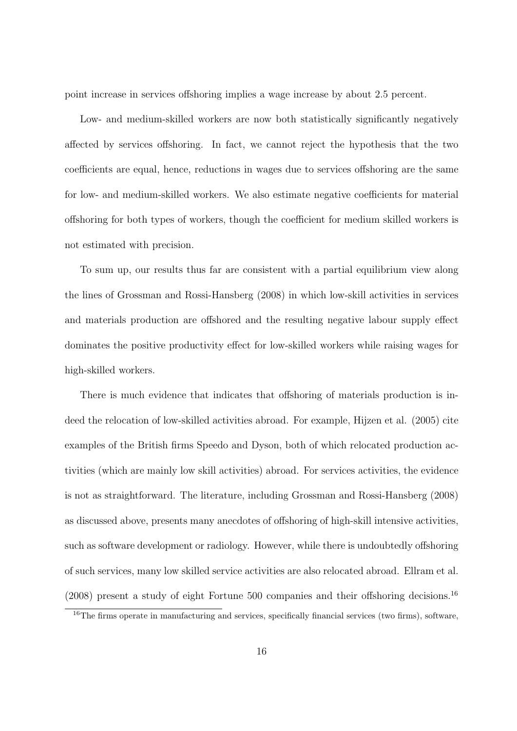point increase in services offshoring implies a wage increase by about 2.5 percent.

Low- and medium-skilled workers are now both statistically significantly negatively affected by services offshoring. In fact, we cannot reject the hypothesis that the two coefficients are equal, hence, reductions in wages due to services offshoring are the same for low- and medium-skilled workers. We also estimate negative coefficients for material offshoring for both types of workers, though the coefficient for medium skilled workers is not estimated with precision.

To sum up, our results thus far are consistent with a partial equilibrium view along the lines of Grossman and Rossi-Hansberg (2008) in which low-skill activities in services and materials production are offshored and the resulting negative labour supply effect dominates the positive productivity effect for low-skilled workers while raising wages for high-skilled workers.

There is much evidence that indicates that offshoring of materials production is indeed the relocation of low-skilled activities abroad. For example, Hijzen et al. (2005) cite examples of the British firms Speedo and Dyson, both of which relocated production activities (which are mainly low skill activities) abroad. For services activities, the evidence is not as straightforward. The literature, including Grossman and Rossi-Hansberg (2008) as discussed above, presents many anecdotes of offshoring of high-skill intensive activities, such as software development or radiology. However, while there is undoubtedly offshoring of such services, many low skilled service activities are also relocated abroad. Ellram et al. (2008) present a study of eight Fortune 500 companies and their offshoring decisions.[16]

[16]The firms operate in manufacturing and services, specifically financial services (two firms), software,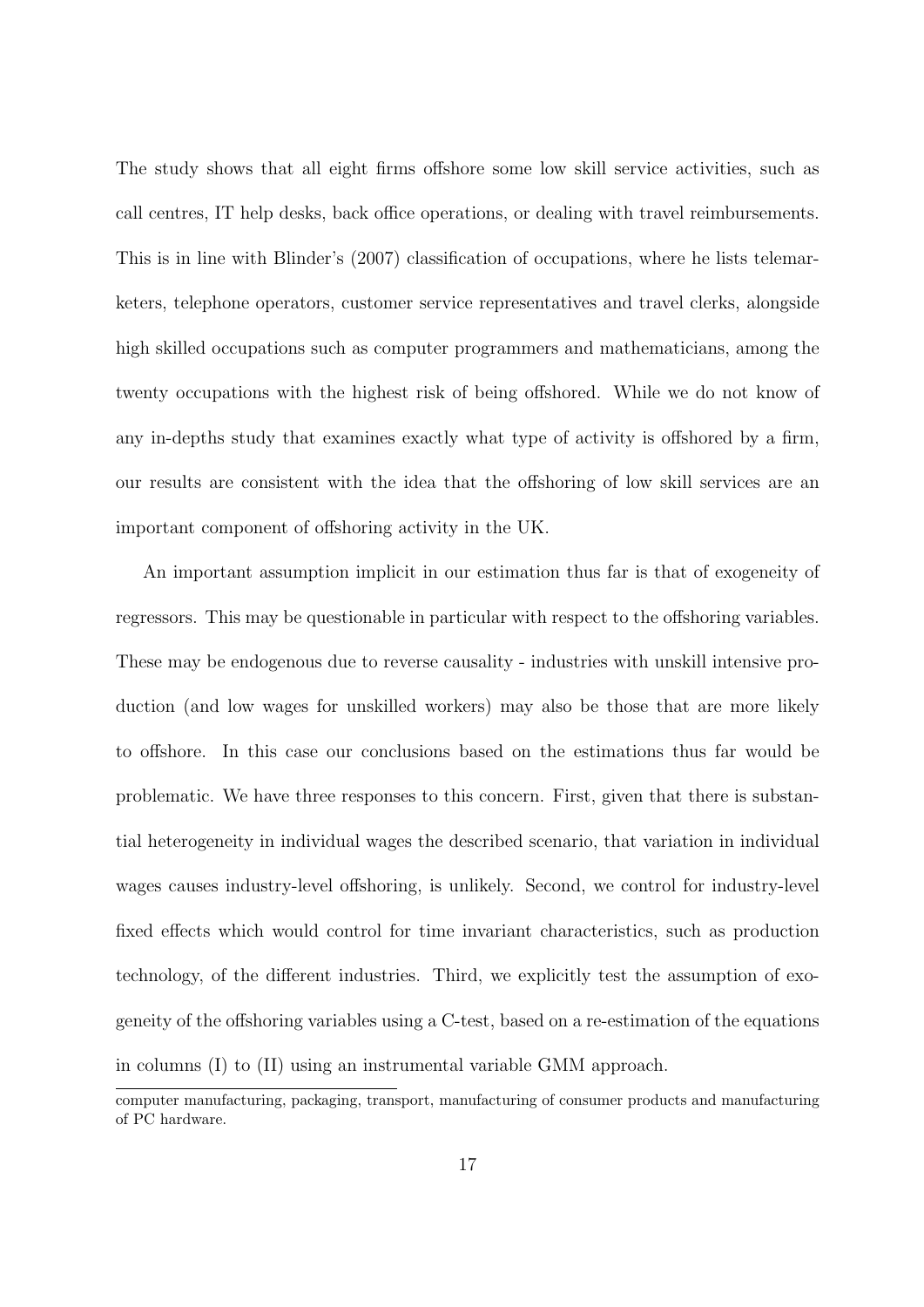The study shows that all eight firms offshore some low skill service activities, such as call centres, IT help desks, back office operations, or dealing with travel reimbursements. This is in line with Blinder's (2007) classification of occupations, where he lists telemarketers, telephone operators, customer service representatives and travel clerks, alongside high skilled occupations such as computer programmers and mathematicians, among the twenty occupations with the highest risk of being offshored. While we do not know of any in-depths study that examines exactly what type of activity is offshored by a firm, our results are consistent with the idea that the offshoring of low skill services are an important component of offshoring activity in the UK.

An important assumption implicit in our estimation thus far is that of exogeneity of regressors. This may be questionable in particular with respect to the offshoring variables. These may be endogenous due to reverse causality - industries with unskill intensive production (and low wages for unskilled workers) may also be those that are more likely to offshore. In this case our conclusions based on the estimations thus far would be problematic. We have three responses to this concern. First, given that there is substantial heterogeneity in individual wages the described scenario, that variation in individual wages causes industry-level offshoring, is unlikely. Second, we control for industry-level fixed effects which would control for time invariant characteristics, such as production technology, of the different industries. Third, we explicitly test the assumption of exogeneity of the offshoring variables using a C-test, based on a re-estimation of the equations in columns (I) to (II) using an instrumental variable GMM approach.

---

computer manufacturing, packaging, transport, manufacturing of consumer products and manufacturing of PC hardware.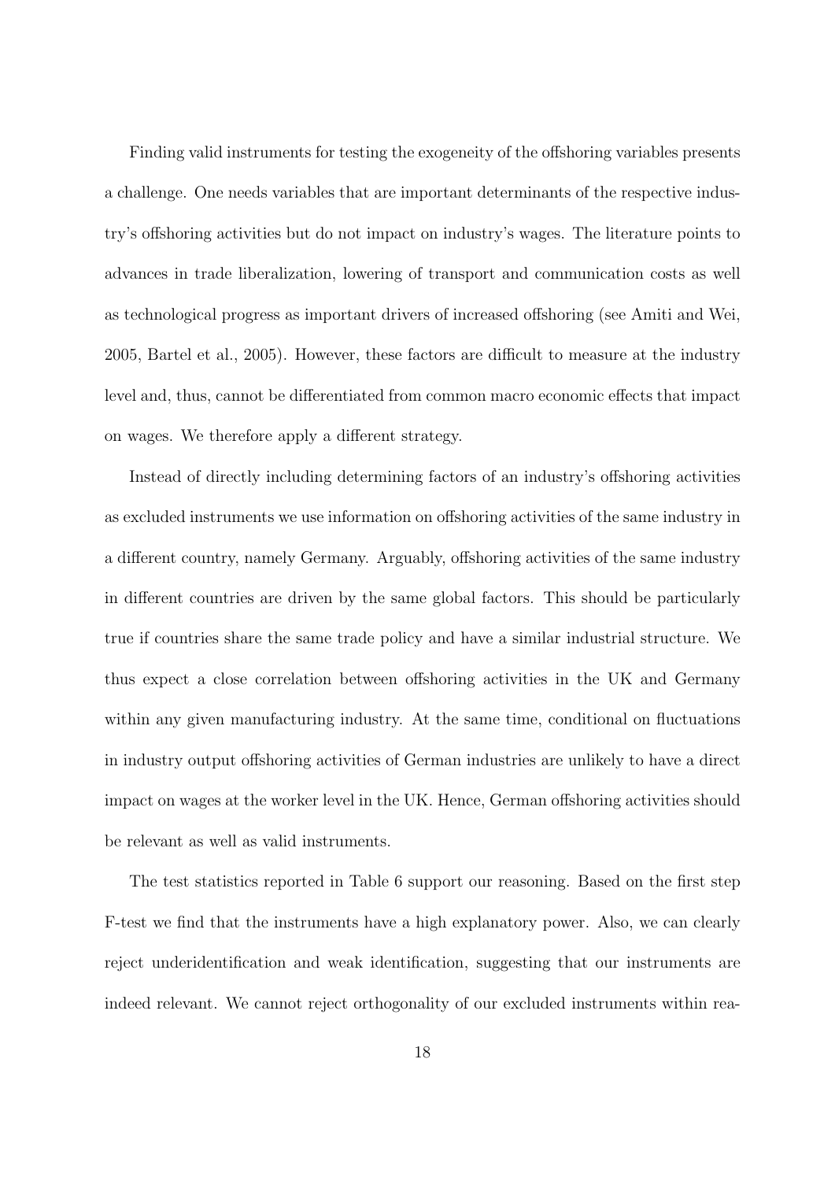Finding valid instruments for testing the exogeneity of the offshoring variables presents a challenge. One needs variables that are important determinants of the respective industry's offshoring activities but do not impact on industry's wages. The literature points to advances in trade liberalization, lowering of transport and communication costs as well as technological progress as important drivers of increased offshoring (see Amiti and Wei, 2005, Bartel et al., 2005). However, these factors are difficult to measure at the industry level and, thus, cannot be differentiated from common macro economic effects that impact on wages. We therefore apply a different strategy.

Instead of directly including determining factors of an industry's offshoring activities as excluded instruments we use information on offshoring activities of the same industry in a different country, namely Germany. Arguably, offshoring activities of the same industry in different countries are driven by the same global factors. This should be particularly true if countries share the same trade policy and have a similar industrial structure. We thus expect a close correlation between offshoring activities in the UK and Germany within any given manufacturing industry. At the same time, conditional on fluctuations in industry output offshoring activities of German industries are unlikely to have a direct impact on wages at the worker level in the UK. Hence, German offshoring activities should be relevant as well as valid instruments.

The test statistics reported in Table 6 support our reasoning. Based on the first step F-test we find that the instruments have a high explanatory power. Also, we can clearly reject underidentification and weak identification, suggesting that our instruments are indeed relevant. We cannot reject orthogonality of our excluded instruments within rea-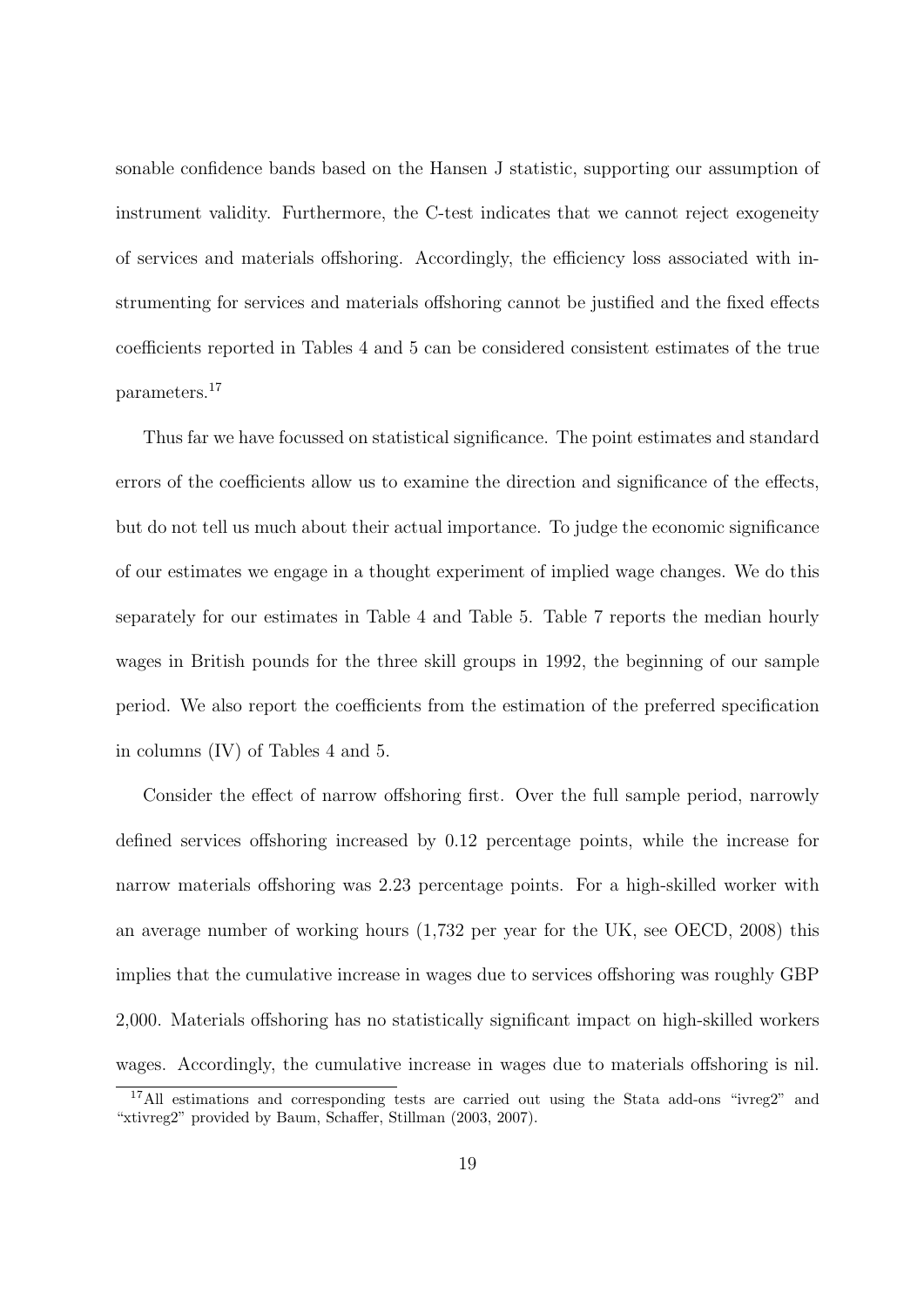sonable confidence bands based on the Hansen J statistic, supporting our assumption of instrument validity. Furthermore, the C-test indicates that we cannot reject exogeneity of services and materials offshoring. Accordingly, the efficiency loss associated with instrumenting for services and materials offshoring cannot be justified and the fixed effects coefficients reported in Tables 4 and 5 can be considered consistent estimates of the true parameters.[17]

Thus far we have focussed on statistical significance. The point estimates and standard errors of the coefficients allow us to examine the direction and significance of the effects, but do not tell us much about their actual importance. To judge the economic significance of our estimates we engage in a thought experiment of implied wage changes. We do this separately for our estimates in Table 4 and Table 5. Table 7 reports the median hourly wages in British pounds for the three skill groups in 1992, the beginning of our sample period. We also report the coefficients from the estimation of the preferred specification in columns (IV) of Tables 4 and 5.

Consider the effect of narrow offshoring first. Over the full sample period, narrowly defined services offshoring increased by 0.12 percentage points, while the increase for narrow materials offshoring was 2.23 percentage points. For a high-skilled worker with an average number of working hours (1,732 per year for the UK, see OECD, 2008) this implies that the cumulative increase in wages due to services offshoring was roughly GBP 2,000. Materials offshoring has no statistically significant impact on high-skilled workers wages. Accordingly, the cumulative increase in wages due to materials offshoring is nil.

[17] All estimations and corresponding tests are carried out using the Stata add-ons "ivreg2" and "xtivreg2" provided by Baum, Schaffer, Stillman (2003, 2007).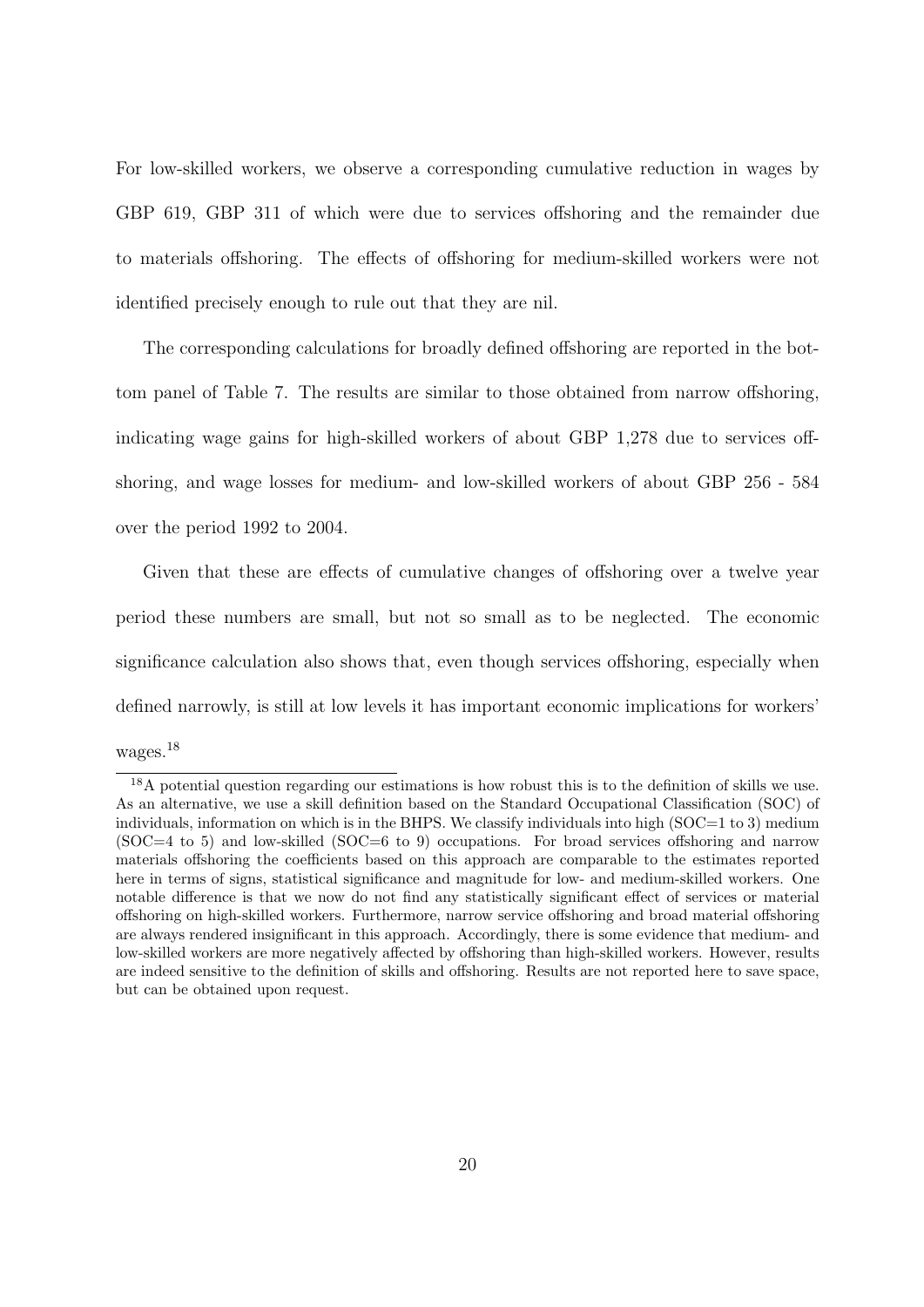For low-skilled workers, we observe a corresponding cumulative reduction in wages by GBP 619, GBP 311 of which were due to services offshoring and the remainder due to materials offshoring. The effects of offshoring for medium-skilled workers were not identified precisely enough to rule out that they are nil.

The corresponding calculations for broadly defined offshoring are reported in the bottom panel of Table 7. The results are similar to those obtained from narrow offshoring, indicating wage gains for high-skilled workers of about GBP 1,278 due to services offshoring, and wage losses for medium- and low-skilled workers of about GBP 256 - 584 over the period 1992 to 2004.

Given that these are effects of cumulative changes of offshoring over a twelve year period these numbers are small, but not so small as to be neglected. The economic significance calculation also shows that, even though services offshoring, especially when defined narrowly, is still at low levels it has important economic implications for workers' wages.[18]

[18] A potential question regarding our estimations is how robust this is to the definition of skills we use. As an alternative, we use a skill definition based on the Standard Occupational Classification (SOC) of individuals, information on which is in the BHPS. We classify individuals into high (SOC=1 to 3) medium (SOC=4 to 5) and low-skilled (SOC=6 to 9) occupations. For broad services offshoring and narrow materials offshoring the coefficients based on this approach are comparable to the estimates reported here in terms of signs, statistical significance and magnitude for low- and medium-skilled workers. One notable difference is that we now do not find any statistically significant effect of services or material offshoring on high-skilled workers. Furthermore, narrow service offshoring and broad material offshoring are always rendered insignificant in this approach. Accordingly, there is some evidence that medium- and low-skilled workers are more negatively affected by offshoring than high-skilled workers. However, results are indeed sensitive to the definition of skills and offshoring. Results are not reported here to save space, but can be obtained upon request.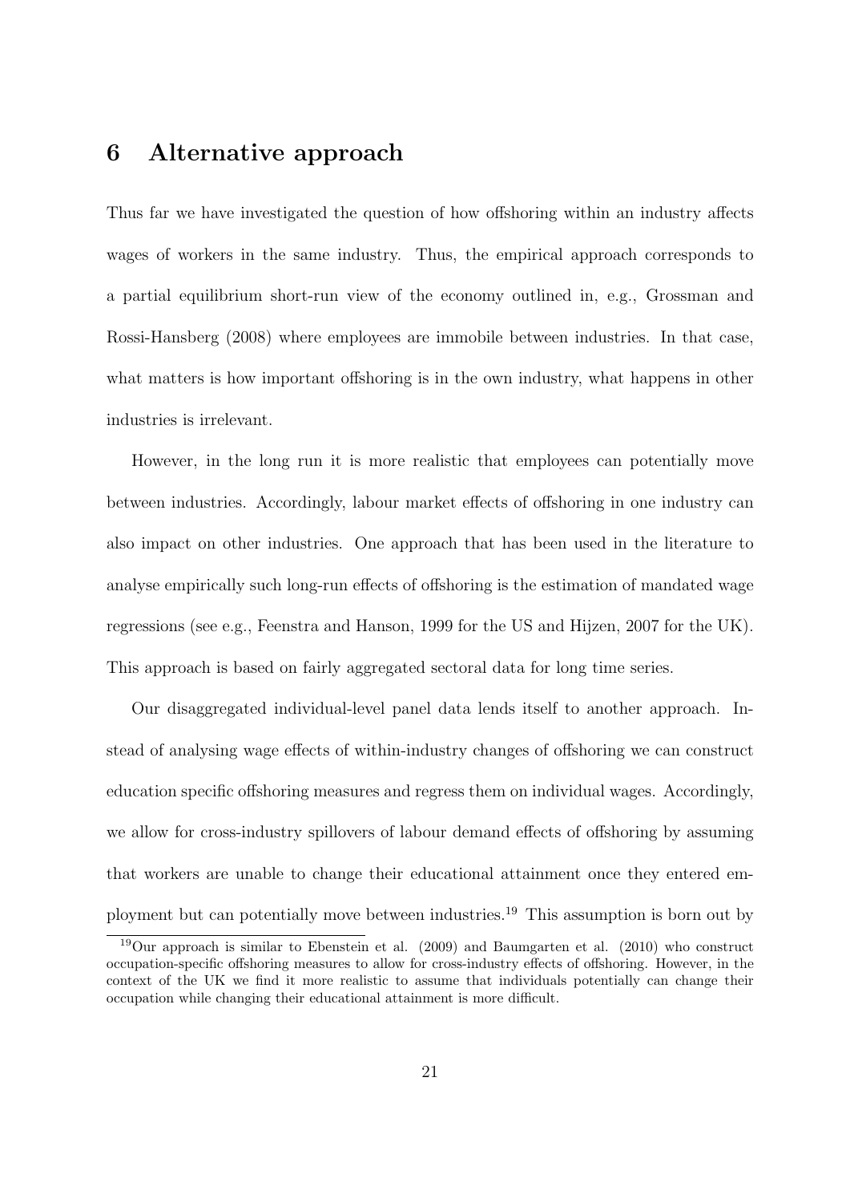# 6 Alternative approach

Thus far we have investigated the question of how offshoring within an industry affects wages of workers in the same industry. Thus, the empirical approach corresponds to a partial equilibrium short-run view of the economy outlined in, e.g., Grossman and Rossi-Hansberg (2008) where employees are immobile between industries. In that case, what matters is how important offshoring is in the own industry, what happens in other industries is irrelevant.

However, in the long run it is more realistic that employees can potentially move between industries. Accordingly, labour market effects of offshoring in one industry can also impact on other industries. One approach that has been used in the literature to analyse empirically such long-run effects of offshoring is the estimation of mandated wage regressions (see e.g., Feenstra and Hanson, 1999 for the US and Hijzen, 2007 for the UK). This approach is based on fairly aggregated sectoral data for long time series.

Our disaggregated individual-level panel data lends itself to another approach. Instead of analysing wage effects of within-industry changes of offshoring we can construct education specific offshoring measures and regress them on individual wages. Accordingly, we allow for cross-industry spillovers of labour demand effects of offshoring by assuming that workers are unable to change their educational attainment once they entered employment but can potentially move between industries.[19] This assumption is born out by

[19] Our approach is similar to Ebenstein et al. (2009) and Baumgarten et al. (2010) who construct occupation-specific offshoring measures to allow for cross-industry effects of offshoring. However, in the context of the UK we find it more realistic to assume that individuals potentially can change their occupation while changing their educational attainment is more difficult.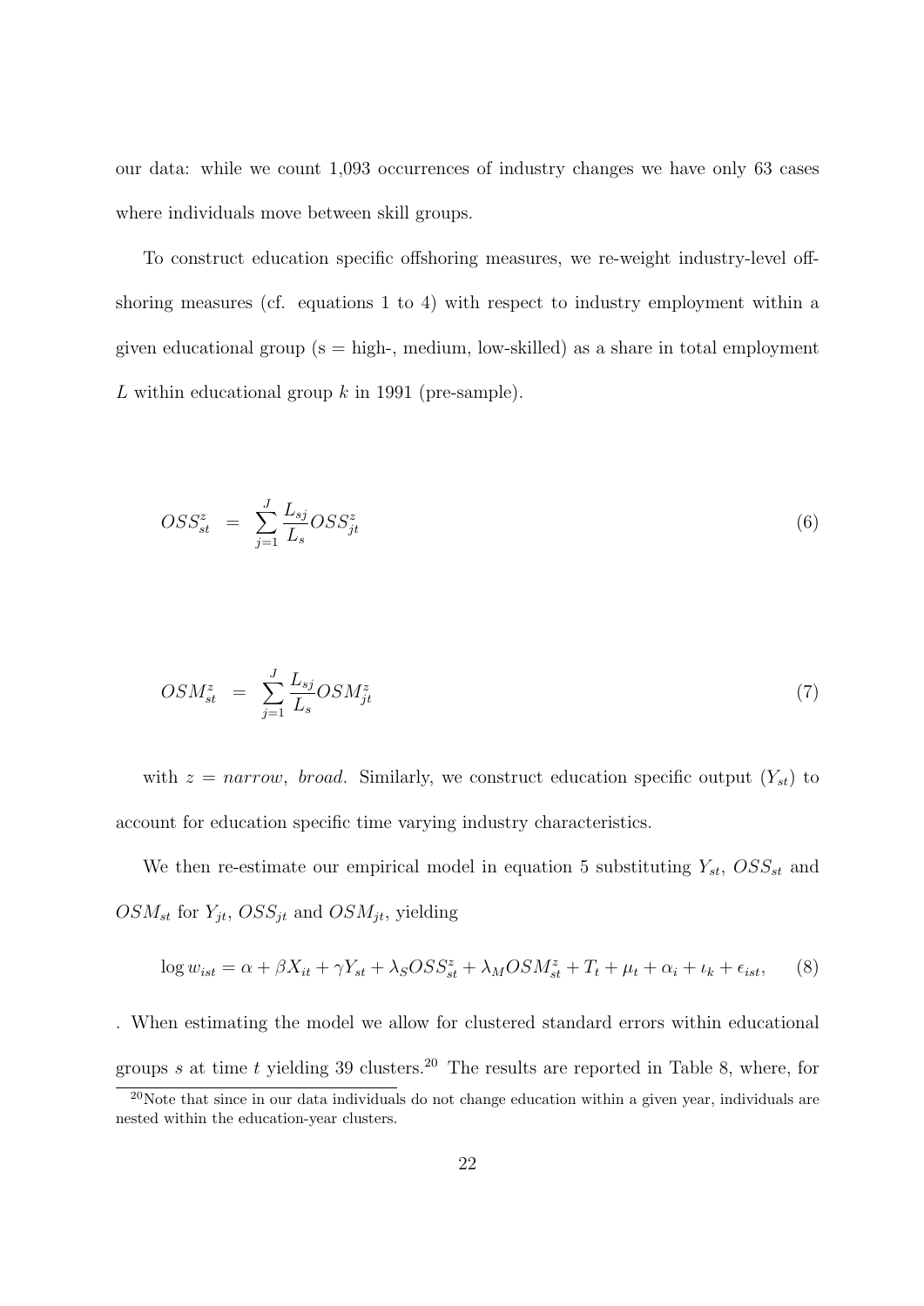our data: while we count 1,093 occurrences of industry changes we have only 63 cases where individuals move between skill groups.

To construct education specific offshoring measures, we re-weight industry-level offshoring measures (cf. equations 1 to 4) with respect to industry employment within a given educational group (s = high-, medium, low-skilled) as a share in total employment $L$ within educational group $k$ in 1991 (pre-sample).

$$OSS^{z}_{st} = \sum_{j=1}^{J} \frac{L_{sj}}{L_s} OSS^{z}_{jt} \tag{6}$$

$$OSM^{z}_{st} = \sum_{j=1}^{J} \frac{L_{sj}}{L_s} OSM^{z}_{jt} \tag{7}$$

with $z = narrow,\ broad$. Similarly, we construct education specific output ($Y_{st}$) to account for education specific time varying industry characteristics.

We then re-estimate our empirical model in equation 5 substituting $Y_{st}$, $OSS_{st}$ and $OSM_{st}$ for $Y_{jt}$, $OSS_{jt}$ and $OSM_{jt}$, yielding

$$\log w_{ist} = \alpha + \beta X_{it} + \gamma Y_{st} + \lambda_S OSS^{z}_{st} + \lambda_M OSM^{z}_{st} + T_t + \mu_t + \alpha_i + \iota_k + \epsilon_{ist}, \tag{8}$$

. When estimating the model we allow for clustered standard errors within educational groups $s$ at time $t$ yielding 39 clusters.[20] The results are reported in Table 8, where, for

[20] Note that since in our data individuals do not change education within a given year, individuals are nested within the education-year clusters.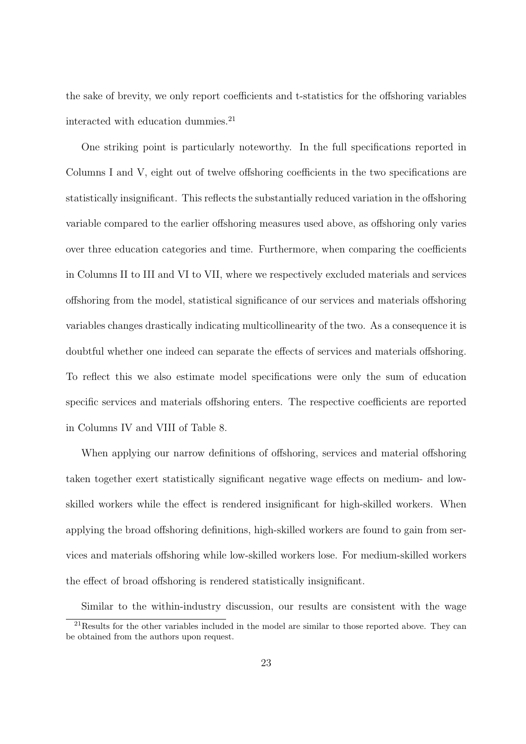the sake of brevity, we only report coefficients and t-statistics for the offshoring variables interacted with education dummies.[21]

One striking point is particularly noteworthy. In the full specifications reported in Columns I and V, eight out of twelve offshoring coefficients in the two specifications are statistically insignificant. This reflects the substantially reduced variation in the offshoring variable compared to the earlier offshoring measures used above, as offshoring only varies over three education categories and time. Furthermore, when comparing the coefficients in Columns II to III and VI to VII, where we respectively excluded materials and services offshoring from the model, statistical significance of our services and materials offshoring variables changes drastically indicating multicollinearity of the two. As a consequence it is doubtful whether one indeed can separate the effects of services and materials offshoring. To reflect this we also estimate model specifications were only the sum of education specific services and materials offshoring enters. The respective coefficients are reported in Columns IV and VIII of Table 8.

When applying our narrow definitions of offshoring, services and material offshoring taken together exert statistically significant negative wage effects on medium- and low-skilled workers while the effect is rendered insignificant for high-skilled workers. When applying the broad offshoring definitions, high-skilled workers are found to gain from services and materials offshoring while low-skilled workers lose. For medium-skilled workers the effect of broad offshoring is rendered statistically insignificant.

Similar to the within-industry discussion, our results are consistent with the wage

[21] Results for the other variables included in the model are similar to those reported above. They can be obtained from the authors upon request.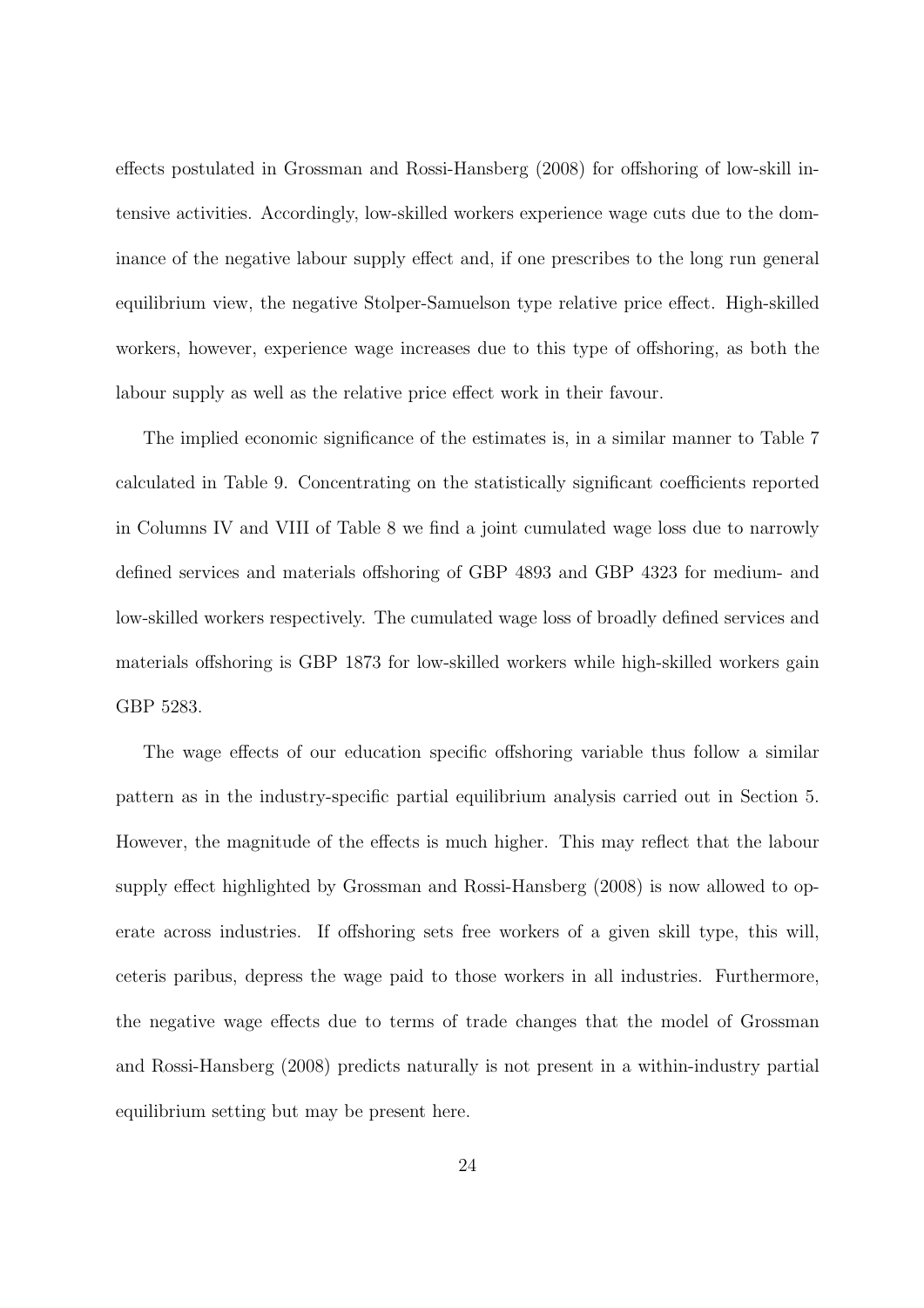effects postulated in Grossman and Rossi-Hansberg (2008) for offshoring of low-skill intensive activities. Accordingly, low-skilled workers experience wage cuts due to the dominance of the negative labour supply effect and, if one prescribes to the long run general equilibrium view, the negative Stolper-Samuelson type relative price effect. High-skilled workers, however, experience wage increases due to this type of offshoring, as both the labour supply as well as the relative price effect work in their favour.

The implied economic significance of the estimates is, in a similar manner to Table 7 calculated in Table 9. Concentrating on the statistically significant coefficients reported in Columns IV and VIII of Table 8 we find a joint cumulated wage loss due to narrowly defined services and materials offshoring of GBP 4893 and GBP 4323 for medium- and low-skilled workers respectively. The cumulated wage loss of broadly defined services and materials offshoring is GBP 1873 for low-skilled workers while high-skilled workers gain GBP 5283.

The wage effects of our education specific offshoring variable thus follow a similar pattern as in the industry-specific partial equilibrium analysis carried out in Section 5. However, the magnitude of the effects is much higher. This may reflect that the labour supply effect highlighted by Grossman and Rossi-Hansberg (2008) is now allowed to operate across industries. If offshoring sets free workers of a given skill type, this will, ceteris paribus, depress the wage paid to those workers in all industries. Furthermore, the negative wage effects due to terms of trade changes that the model of Grossman and Rossi-Hansberg (2008) predicts naturally is not present in a within-industry partial equilibrium setting but may be present here.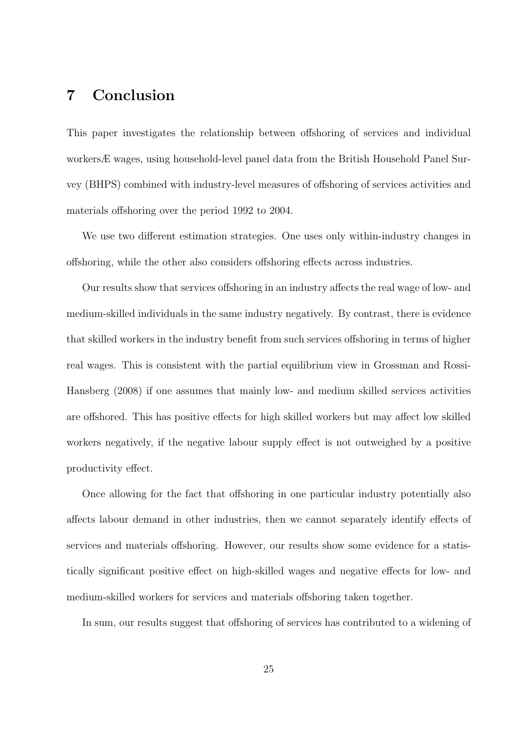## 7 Conclusion

This paper investigates the relationship between offshoring of services and individual workersÆ wages, using household-level panel data from the British Household Panel Survey (BHPS) combined with industry-level measures of offshoring of services activities and materials offshoring over the period 1992 to 2004.

We use two different estimation strategies. One uses only within-industry changes in offshoring, while the other also considers offshoring effects across industries.

Our results show that services offshoring in an industry affects the real wage of low- and medium-skilled individuals in the same industry negatively. By contrast, there is evidence that skilled workers in the industry benefit from such services offshoring in terms of higher real wages. This is consistent with the partial equilibrium view in Grossman and Rossi-Hansberg (2008) if one assumes that mainly low- and medium skilled services activities are offshored. This has positive effects for high skilled workers but may affect low skilled workers negatively, if the negative labour supply effect is not outweighed by a positive productivity effect.

Once allowing for the fact that offshoring in one particular industry potentially also affects labour demand in other industries, then we cannot separately identify effects of services and materials offshoring. However, our results show some evidence for a statistically significant positive effect on high-skilled wages and negative effects for low- and medium-skilled workers for services and materials offshoring taken together.

In sum, our results suggest that offshoring of services has contributed to a widening of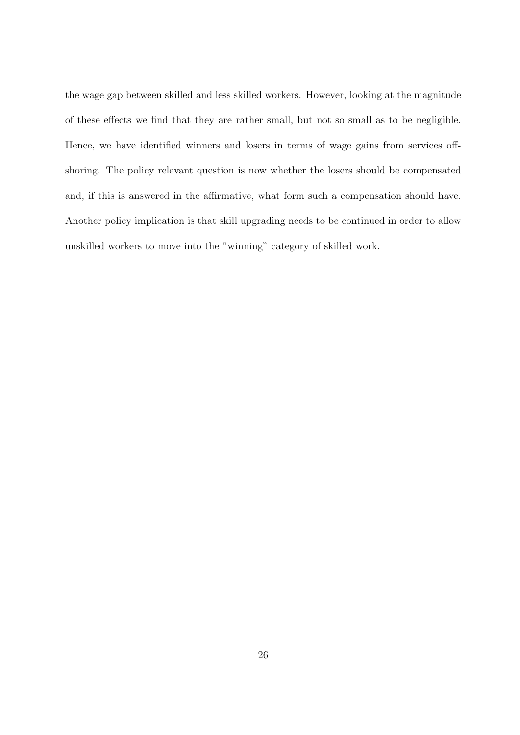the wage gap between skilled and less skilled workers. However, looking at the magnitude of these effects we find that they are rather small, but not so small as to be negligible. Hence, we have identified winners and losers in terms of wage gains from services offshoring. The policy relevant question is now whether the losers should be compensated and, if this is answered in the affirmative, what form such a compensation should have. Another policy implication is that skill upgrading needs to be continued in order to allow unskilled workers to move into the "winning" category of skilled work.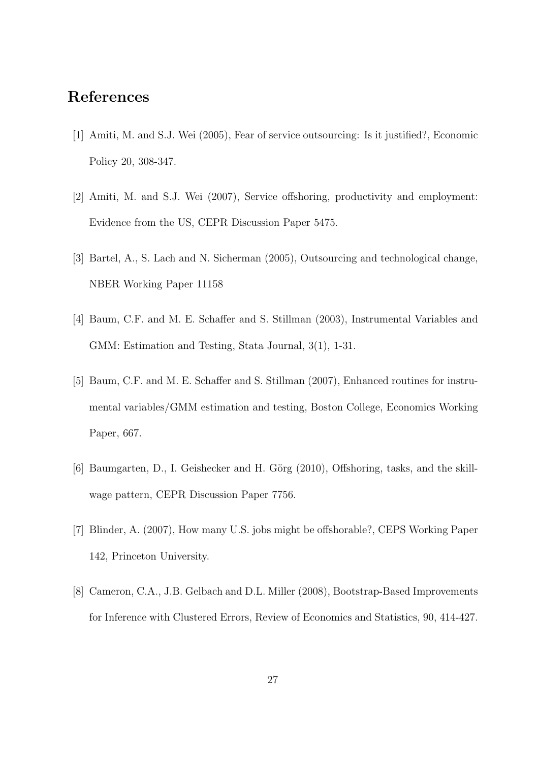## References

[1] Amiti, M. and S.J. Wei (2005), Fear of service outsourcing: Is it justified?, Economic Policy 20, 308-347.

[2] Amiti, M. and S.J. Wei (2007), Service offshoring, productivity and employment: Evidence from the US, CEPR Discussion Paper 5475.

[3] Bartel, A., S. Lach and N. Sicherman (2005), Outsourcing and technological change, NBER Working Paper 11158

[4] Baum, C.F. and M. E. Schaffer and S. Stillman (2003), Instrumental Variables and GMM: Estimation and Testing, Stata Journal, 3(1), 1-31.

[5] Baum, C.F. and M. E. Schaffer and S. Stillman (2007), Enhanced routines for instrumental variables/GMM estimation and testing, Boston College, Economics Working Paper, 667.

[6] Baumgarten, D., I. Geishecker and H. Görg (2010), Offshoring, tasks, and the skill-wage pattern, CEPR Discussion Paper 7756.

[7] Blinder, A. (2007), How many U.S. jobs might be offshorable?, CEPS Working Paper 142, Princeton University.

[8] Cameron, C.A., J.B. Gelbach and D.L. Miller (2008), Bootstrap-Based Improvements for Inference with Clustered Errors, Review of Economics and Statistics, 90, 414-427.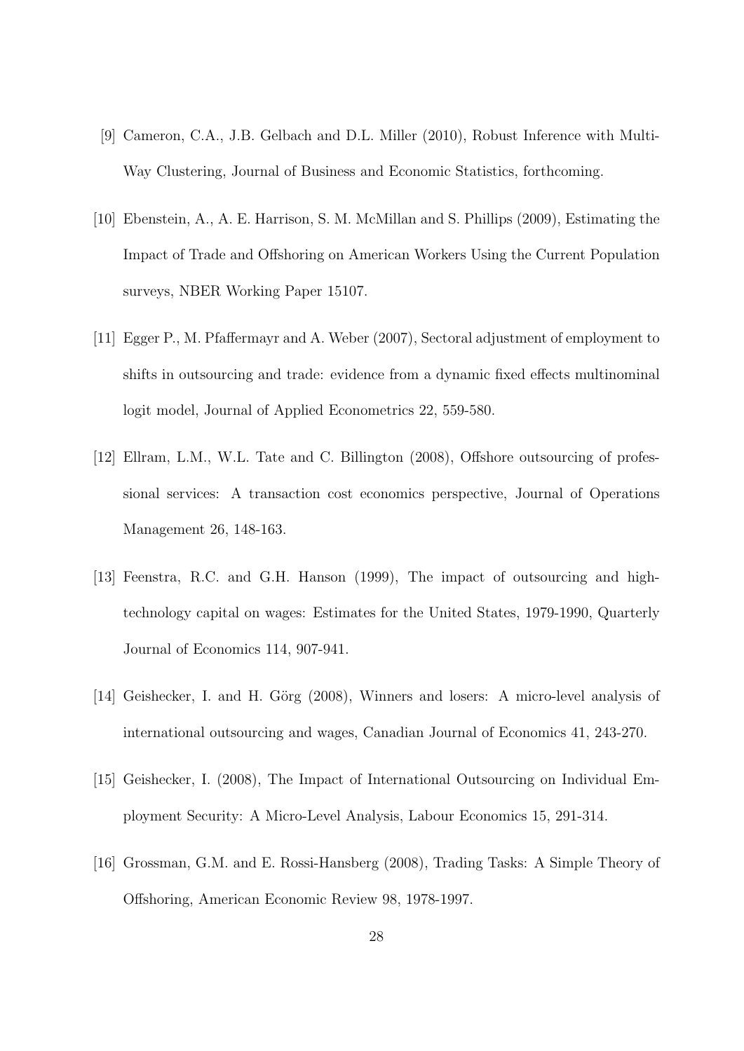[9] Cameron, C.A., J.B. Gelbach and D.L. Miller (2010), Robust Inference with Multi-Way Clustering, Journal of Business and Economic Statistics, forthcoming.

[10] Ebenstein, A., A. E. Harrison, S. M. McMillan and S. Phillips (2009), Estimating the Impact of Trade and Offshoring on American Workers Using the Current Population surveys, NBER Working Paper 15107.

[11] Egger P., M. Pfaffermayr and A. Weber (2007), Sectoral adjustment of employment to shifts in outsourcing and trade: evidence from a dynamic fixed effects multinominal logit model, Journal of Applied Econometrics 22, 559-580.

[12] Ellram, L.M., W.L. Tate and C. Billington (2008), Offshore outsourcing of professional services: A transaction cost economics perspective, Journal of Operations Management 26, 148-163.

[13] Feenstra, R.C. and G.H. Hanson (1999), The impact of outsourcing and high-technology capital on wages: Estimates for the United States, 1979-1990, Quarterly Journal of Economics 114, 907-941.

[14] Geishecker, I. and H. Görg (2008), Winners and losers: A micro-level analysis of international outsourcing and wages, Canadian Journal of Economics 41, 243-270.

[15] Geishecker, I. (2008), The Impact of International Outsourcing on Individual Employment Security: A Micro-Level Analysis, Labour Economics 15, 291-314.

[16] Grossman, G.M. and E. Rossi-Hansberg (2008), Trading Tasks: A Simple Theory of Offshoring, American Economic Review 98, 1978-1997.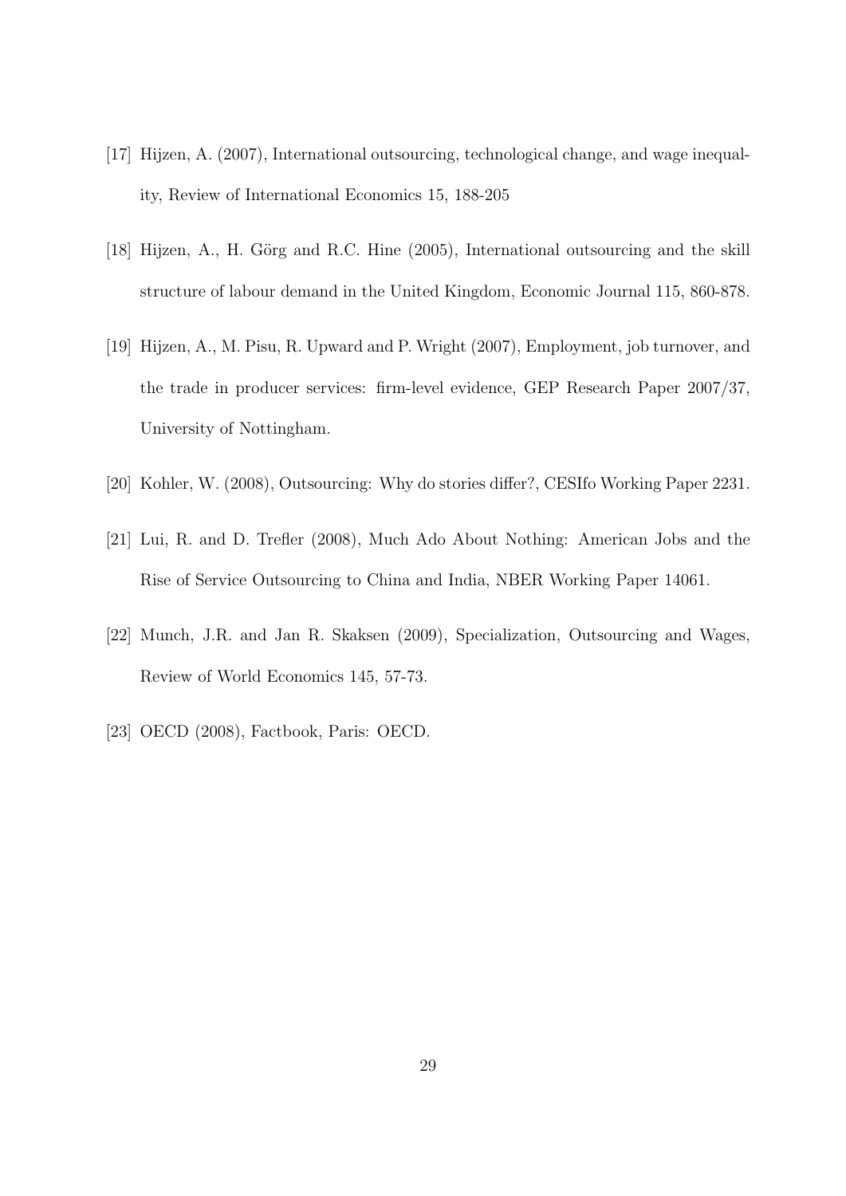[17] Hijzen, A. (2007), International outsourcing, technological change, and wage inequality, Review of International Economics 15, 188-205

[18] Hijzen, A., H. Görg and R.C. Hine (2005), International outsourcing and the skill structure of labour demand in the United Kingdom, Economic Journal 115, 860-878.

[19] Hijzen, A., M. Pisu, R. Upward and P. Wright (2007), Employment, job turnover, and the trade in producer services: firm-level evidence, GEP Research Paper 2007/37, University of Nottingham.

[20] Kohler, W. (2008), Outsourcing: Why do stories differ?, CESIfo Working Paper 2231.

[21] Lui, R. and D. Trefler (2008), Much Ado About Nothing: American Jobs and the Rise of Service Outsourcing to China and India, NBER Working Paper 14061.

[22] Munch, J.R. and Jan R. Skaksen (2009), Specialization, Outsourcing and Wages, Review of World Economics 145, 57-73.

[23] OECD (2008), Factbook, Paris: OECD.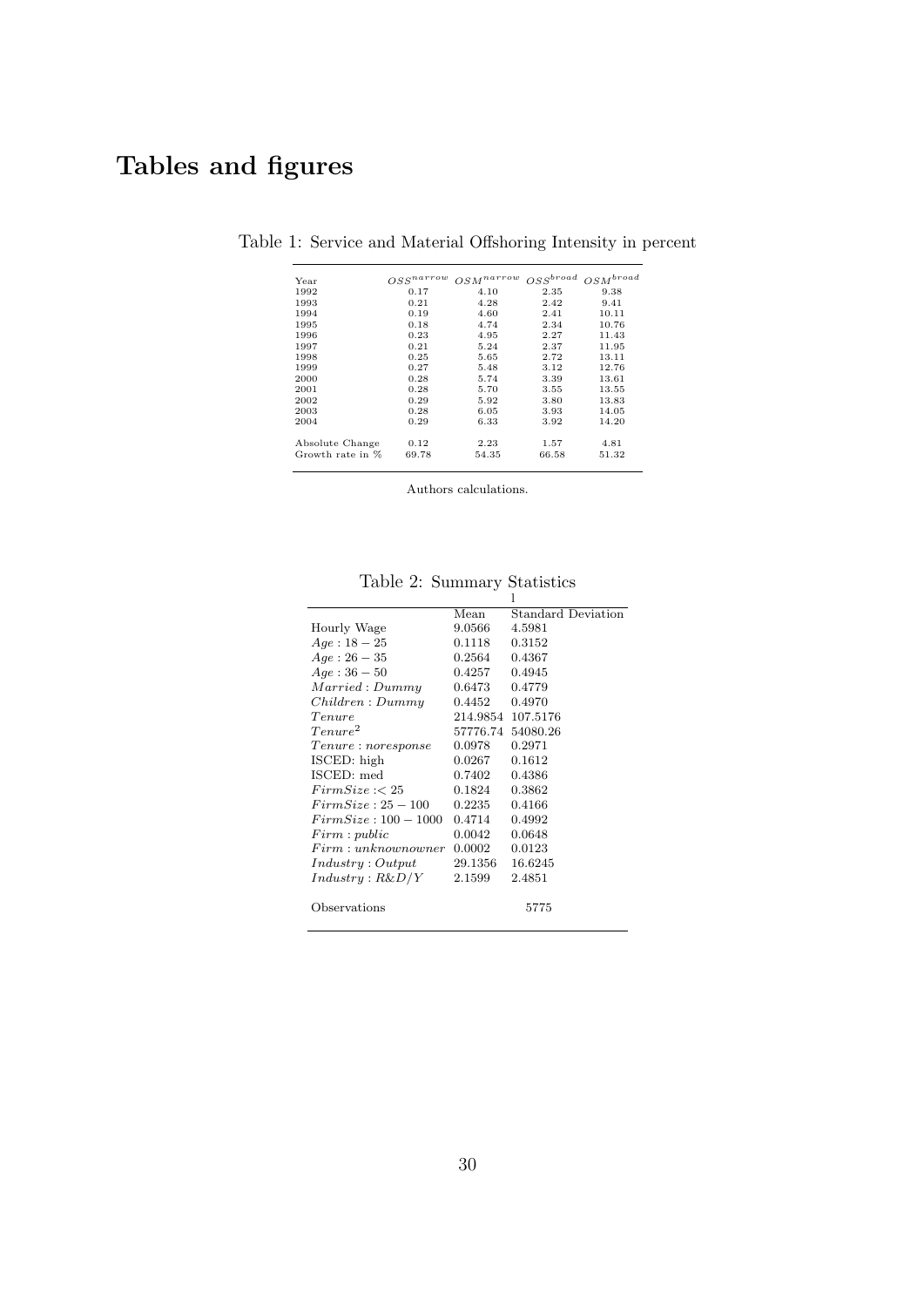# Tables and figures

Table 1: Service and Material Offshoring Intensity in percent

| Year | $OSS^{narrow}$ | $OSM^{narrow}$ | $OSS^{broad}$ | $OSM^{broad}$ |
|---|---|---|---|---|
| 1992 | 0.17 | 4.10 | 2.35 | 9.38 |
| 1993 | 0.21 | 4.28 | 2.42 | 9.41 |
| 1994 | 0.19 | 4.60 | 2.41 | 10.11 |
| 1995 | 0.18 | 4.74 | 2.34 | 10.76 |
| 1996 | 0.23 | 4.95 | 2.27 | 11.43 |
| 1997 | 0.21 | 5.24 | 2.37 | 11.95 |
| 1998 | 0.25 | 5.65 | 2.72 | 13.11 |
| 1999 | 0.27 | 5.48 | 3.12 | 12.76 |
| 2000 | 0.28 | 5.74 | 3.39 | 13.61 |
| 2001 | 0.28 | 5.70 | 3.55 | 13.55 |
| 2002 | 0.29 | 5.92 | 3.80 | 13.83 |
| 2003 | 0.28 | 6.05 | 3.93 | 14.05 |
| 2004 | 0.29 | 6.33 | 3.92 | 14.20 |
| Absolute Change | 0.12 | 2.23 | 1.57 | 4.81 |
| Growth rate in % | 69.78 | 54.35 | 66.58 | 51.32 |

Authors calculations.

Table 2: Summary Statistics

| | Mean | Standard Deviation |
|---|---|---|
| Hourly Wage | 9.0566 | 4.5981 |
| $Age: 18-25$ | 0.1118 | 0.3152 |
| $Age: 26-35$ | 0.2564 | 0.4367 |
| $Age: 36-50$ | 0.4257 | 0.4945 |
| $Married: Dummy$ | 0.6473 | 0.4779 |
| $Children: Dummy$ | 0.4452 | 0.4970 |
| $Tenure$ | 214.9854 | 107.5176 |
| $Tenure^2$ | 57776.74 | 54080.26 |
| $Tenure: noresponse$ | 0.0978 | 0.2971 |
| ISCED: high | 0.0267 | 0.1612 |
| ISCED: med | 0.7402 | 0.4386 |
| $FirmSize: < 25$ | 0.1824 | 0.3862 |
| $FirmSize: 25-100$ | 0.2235 | 0.4166 |
| $FirmSize: 100-1000$ | 0.4714 | 0.4992 |
| $Firm: public$ | 0.0042 | 0.0648 |
| $Firm: unknownowner$ | 0.0002 | 0.0123 |
| $Industry: Output$ | 29.1356 | 16.6245 |
| $Industry: R\&D/Y$ | 2.1599 | 2.4851 |
| Observations | | 5775 |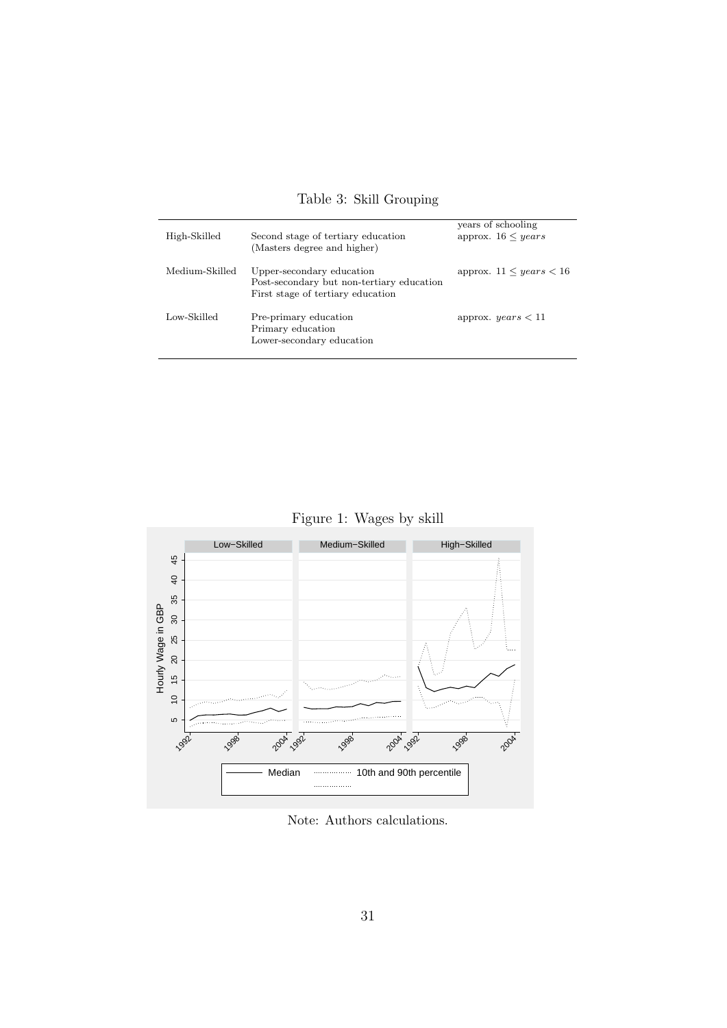Table 3: Skill Grouping

| | | years of schooling |
|---|---|---|
| High-Skilled | Second stage of tertiary education (Masters degree and higher) | approx. $16 \leq years$ |
| Medium-Skilled | Upper-secondary education<br>Post-secondary but non-tertiary education<br>First stage of tertiary education | approx. $11 \leq years < 16$ |
| Low-Skilled | Pre-primary education<br>Primary education<br>Lower-secondary education | approx. $years < 11$ |

Figure 1: Wages by skill

Note: Authors calculations.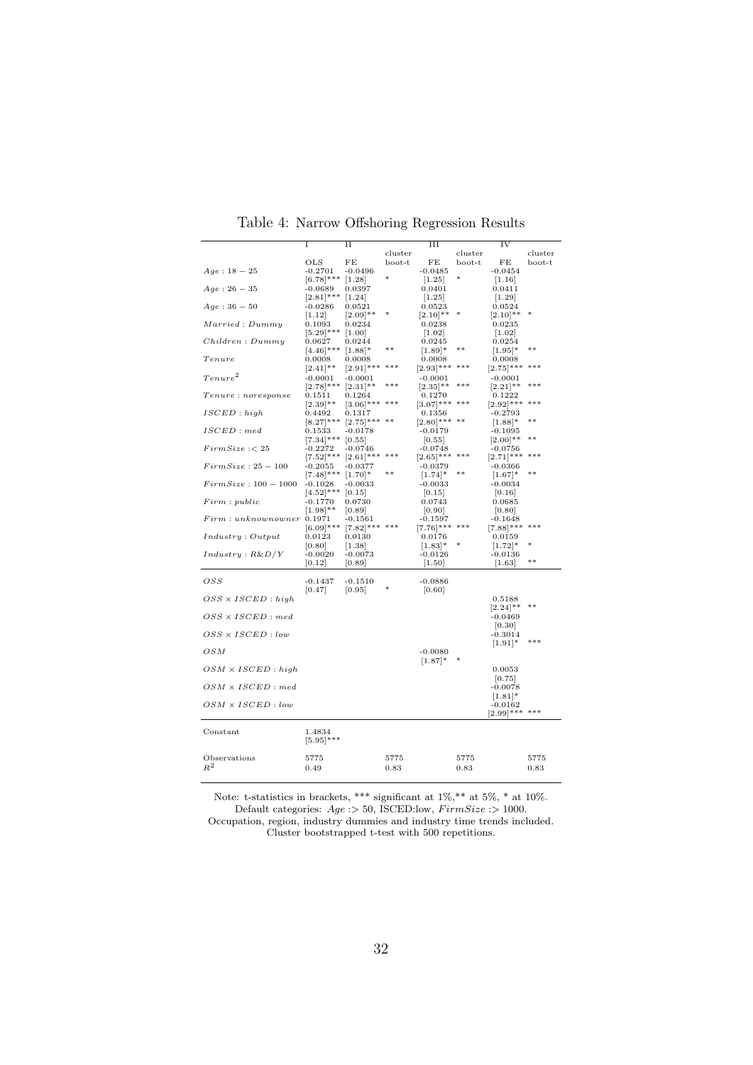Table 4: Narrow Offshoring Regression Results

| | I | II | | III | | IV | |
|---|---|---|---|---|---|---|---|
| | OLS | FE | cluster boot-t | FE | cluster boot-t | FE | cluster boot-t |
| $Age: 18-25$ | -0.2701 | -0.0496 | | -0.0485 | | -0.0454 | |
| | [6.78]*** | [1.28] | * | [1.25] | * | [1.16] | |
| $Age: 26-35$ | -0.0689 | 0.0397 | | 0.0401 | | 0.0411 | |
| | [2.81]*** | [1.24] | | [1.25] | | [1.29] | |
| $Age: 36-50$ | -0.0286 | 0.0521 | | 0.0523 | | 0.0524 | |
| | [1.12] | [2.09]** | * | [2.10]** | * | [2.10]** | * |
| $Married: Dummy$ | 0.1093 | 0.0234 | | 0.0238 | | 0.0235 | |
| | [5.29]*** | [1.00] | | [1.02] | | [1.02] | |
| $Children: Dummy$ | 0.0627 | 0.0244 | | 0.0245 | | 0.0254 | |
| | [4.46]*** | [1.88]* | ** | [1.89]* | ** | [1.95]* | ** |
| $Tenure$ | 0.0008 | 0.0008 | | 0.0008 | | 0.0008 | |
| | [2.41]** | [2.91]*** | *** | [2.93]*** | *** | [2.75]*** | *** |
| $Tenure^2$ | -0.0001 | -0.0001 | | -0.0001 | | -0.0001 | |
| | [2.78]*** | [2.31]** | *** | [2.35]** | *** | [2.21]** | *** |
| $Tenure: noresponse$ | 0.1511 | 0.1264 | | 0.1270 | | 0.1222 | |
| | [2.39]** | [3.06]*** | *** | [3.07]*** | *** | [2.92]*** | *** |
| $ISCED: high$ | 0.4492 | 0.1317 | | 0.1356 | | -0.2793 | |
| | [8.27]*** | [2.75]*** | ** | [2.80]*** | ** | [1.88]* | ** |
| $ISCED: med$ | 0.1533 | -0.0178 | | -0.0179 | | -0.1095 | |
| | [7.34]*** | [0.55] | | [0.55] | | [2.00]** | ** |
| $FirmSize: < 25$ | -0.2272 | -0.0746 | | -0.0748 | | -0.0756 | |
| | [7.52]*** | [2.61]*** | *** | [2.65]*** | *** | [2.71]*** | *** |
| $FirmSize: 25-100$ | -0.2055 | -0.0377 | | -0.0379 | | -0.0366 | |
| | [7.48]*** | [1.70]* | ** | [1.74]* | ** | [1.67]* | ** |
| $FirmSize: 100-1000$ | -0.1028 | -0.0033 | | -0.0033 | | -0.0034 | |
| | [4.52]*** | [0.15] | | [0.15] | | [0.16] | |
| $Firm: public$ | -0.1770 | 0.0730 | | 0.0743 | | 0.0685 | |
| | [1.98]** | [0.89] | | [0.90] | | [0.80] | |
| $Firm: unknownowner$ | 0.1971 | -0.1561 | | -0.1597 | | -0.1648 | |
| | [6.09]*** | [7.82]*** | *** | [7.76]*** | *** | [7.88]*** | *** |
| $Industry: Output$ | 0.0123 | 0.0130 | | 0.0176 | | 0.0159 | |
| | [0.80] | [1.38] | | [1.83]* | * | [1.72]* | * |
| $Industry: R\&D/Y$ | -0.0020 | -0.0073 | | -0.0126 | | -0.0136 | |
| | [0.12] | [0.89] | | [1.50] | | [1.63] | ** |
| $OSS$ | -0.1437 | -0.1510 | | -0.0886 | | | |
| | [0.47] | [0.95] | * | [0.60] | | | |
| $OSS \times ISCED: high$ | | | | | | 0.5188 | |
| | | | | | | [2.24]** | ** |
| $OSS \times ISCED: med$ | | | | | | -0.0469 | |
| | | | | | | [0.30] | |
| $OSS \times ISCED: low$ | | | | | | -0.3014 | |
| | | | | | | [1.91]* | *** |
| $OSM$ | | | | -0.0080 | | | |
| | | | | [1.87]* | * | | |
| $OSM \times ISCED: high$ | | | | | | 0.0053 | |
| | | | | | | [0.75] | |
| $OSM \times ISCED: med$ | | | | | | -0.0078 | |
| | | | | | | [1.81]* | |
| $OSM \times ISCED: low$ | | | | | | -0.0162 | |
| | | | | | | [2.99]*** | *** |
| Constant | 1.4834 | | | | | | |
| | [5.95]*** | | | | | | |
| Observations | 5775 | | 5775 | | 5775 | | 5775 |
| $R^2$ | 0.49 | | 0.83 | | 0.83 | | 0.83 |

Note: t-statistics in brackets, *** significant at 1%,** at 5%, * at 10%.
Default categories: $Age :> 50$, ISCED:low, $FirmSize :> 1000$.
Occupation, region, industry dummies and industry time trends included.
Cluster bootstrapped t-test with 500 repetitions.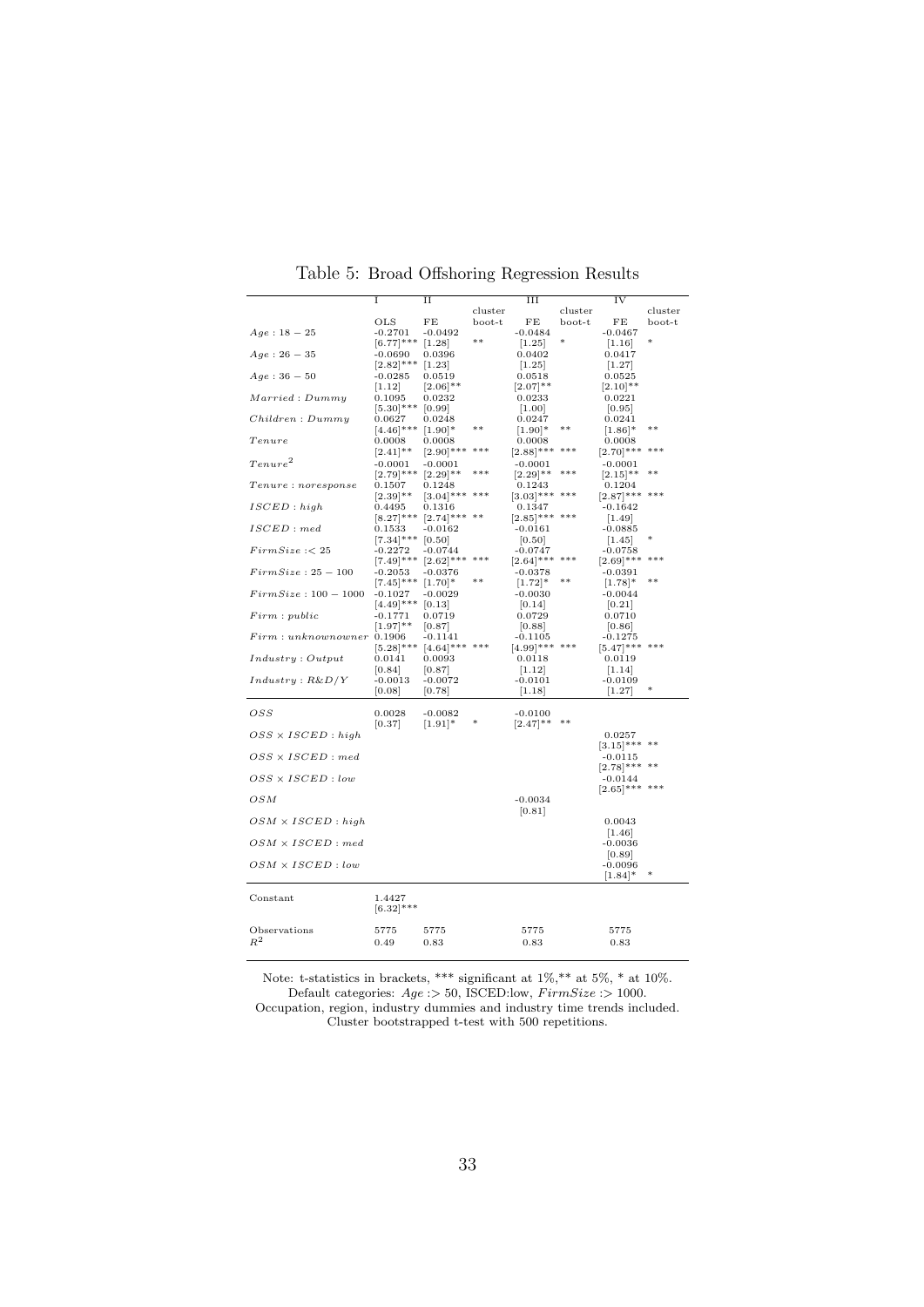# Table 5: Broad Offshoring Regression Results

| | I | II | | III | | IV | |
|---|---|---|---|---|---|---|---|
| | OLS | FE | cluster boot-t | FE | cluster boot-t | FE | cluster boot-t |
| $Age: 18-25$ | -0.2701 | -0.0492 | | -0.0484 | | -0.0467 | |
| | [6.77]*** | [1.28] | ** | [1.25] | * | [1.16] | * |
| $Age: 26-35$ | -0.0690 | 0.0396 | | 0.0402 | | 0.0417 | |
| | [2.82]*** | [1.23] | | [1.25] | | [1.27] | |
| $Age: 36-50$ | -0.0285 | 0.0519 | | 0.0518 | | 0.0525 | |
| | [1.12] | [2.06]** | | [2.07]** | | [2.10]** | |
| $Married: Dummy$ | 0.1095 | 0.0232 | | 0.0233 | | 0.0221 | |
| | [5.30]*** | [0.99] | | [1.00] | | [0.95] | |
| $Children: Dummy$ | 0.0627 | 0.0248 | | 0.0247 | | 0.0241 | |
| | [4.46]*** | [1.90]* | ** | [1.90]* | ** | [1.86]* | ** |
| $Tenure$ | 0.0008 | 0.0008 | | 0.0008 | | 0.0008 | |
| | [2.41]** | [2.90]*** | *** | [2.88]*** | *** | [2.70]*** | *** |
| $Tenure^2$ | -0.0001 | -0.0001 | | -0.0001 | | -0.0001 | |
| | [2.79]*** | [2.29]** | *** | [2.29]** | *** | [2.15]** | ** |
| $Tenure: noresponse$ | 0.1507 | 0.1248 | | 0.1243 | | 0.1204 | |
| | [2.39]** | [3.04]*** | *** | [3.03]*** | *** | [2.87]*** | *** |
| $ISCED: high$ | 0.4495 | 0.1316 | | 0.1347 | | -0.1642 | |
| | [8.27]*** | [2.74]*** | ** | [2.85]*** | *** | [1.49] | |
| $ISCED: med$ | 0.1533 | -0.0162 | | -0.0161 | | -0.0885 | |
| | [7.34]*** | [0.50] | | [0.50] | | [1.45] | * |
| $FirmSize: < 25$ | -0.2272 | -0.0744 | | -0.0747 | | -0.0758 | |
| | [7.49]*** | [2.62]*** | *** | [2.64]*** | *** | [2.69]*** | *** |
| $FirmSize: 25-100$ | -0.2053 | -0.0376 | | -0.0378 | | -0.0391 | |
| | [7.45]*** | [1.70]* | ** | [1.72]* | ** | [1.78]* | ** |
| $FirmSize: 100-1000$ | -0.1027 | -0.0029 | | -0.0030 | | -0.0044 | |
| | [4.49]*** | [0.13] | | [0.14] | | [0.21] | |
| $Firm: public$ | -0.1771 | 0.0719 | | 0.0729 | | 0.0710 | |
| | [1.97]** | [0.87] | | [0.88] | | [0.86] | |
| $Firm: unknownowner$ | 0.1906 | -0.1141 | | -0.1105 | | -0.1275 | |
| | [5.28]*** | [4.64]*** | *** | [4.99]*** | *** | [5.47]*** | *** |
| $Industry: Output$ | 0.0141 | 0.0093 | | 0.0118 | | 0.0119 | |
| | [0.84] | [0.87] | | [1.12] | | [1.14] | |
| $Industry: R\&D/Y$ | -0.0013 | -0.0072 | | -0.0101 | | -0.0109 | |
| | [0.08] | [0.78] | | [1.18] | | [1.27] | * |
| $OSS$ | 0.0028 | -0.0082 | | -0.0100 | | | |
| | [0.37] | [1.91]* | * | [2.47]** | ** | | |
| $OSS \times ISCED: high$ | | | | | | 0.0257 | |
| | | | | | | [3.15]*** | ** |
| $OSS \times ISCED: med$ | | | | | | -0.0115 | |
| | | | | | | [2.78]*** | ** |
| $OSS \times ISCED: low$ | | | | | | -0.0144 | |
| | | | | | | [2.65]*** | *** |
| $OSM$ | | | | -0.0034 | | | |
| | | | | [0.81] | | | |
| $OSM \times ISCED: high$ | | | | | | 0.0043 | |
| | | | | | | [1.46] | |
| $OSM \times ISCED: med$ | | | | | | -0.0036 | |
| | | | | | | [0.89] | |
| $OSM \times ISCED: low$ | | | | | | -0.0096 | |
| | | | | | | [1.84]* | * |
| Constant | 1.4427 | | | | | | |
| | [6.32]*** | | | | | | |
| Observations | 5775 | 5775 | | 5775 | | 5775 | |
| $R^2$ | 0.49 | 0.83 | | 0.83 | | 0.83 | |

Note: t-statistics in brackets, *** significant at 1%,** at 5%, * at 10%.
Default categories: $Age :> 50$, ISCED:low, $FirmSize :> 1000$.
Occupation, region, industry dummies and industry time trends included.
Cluster bootstrapped t-test with 500 repetitions.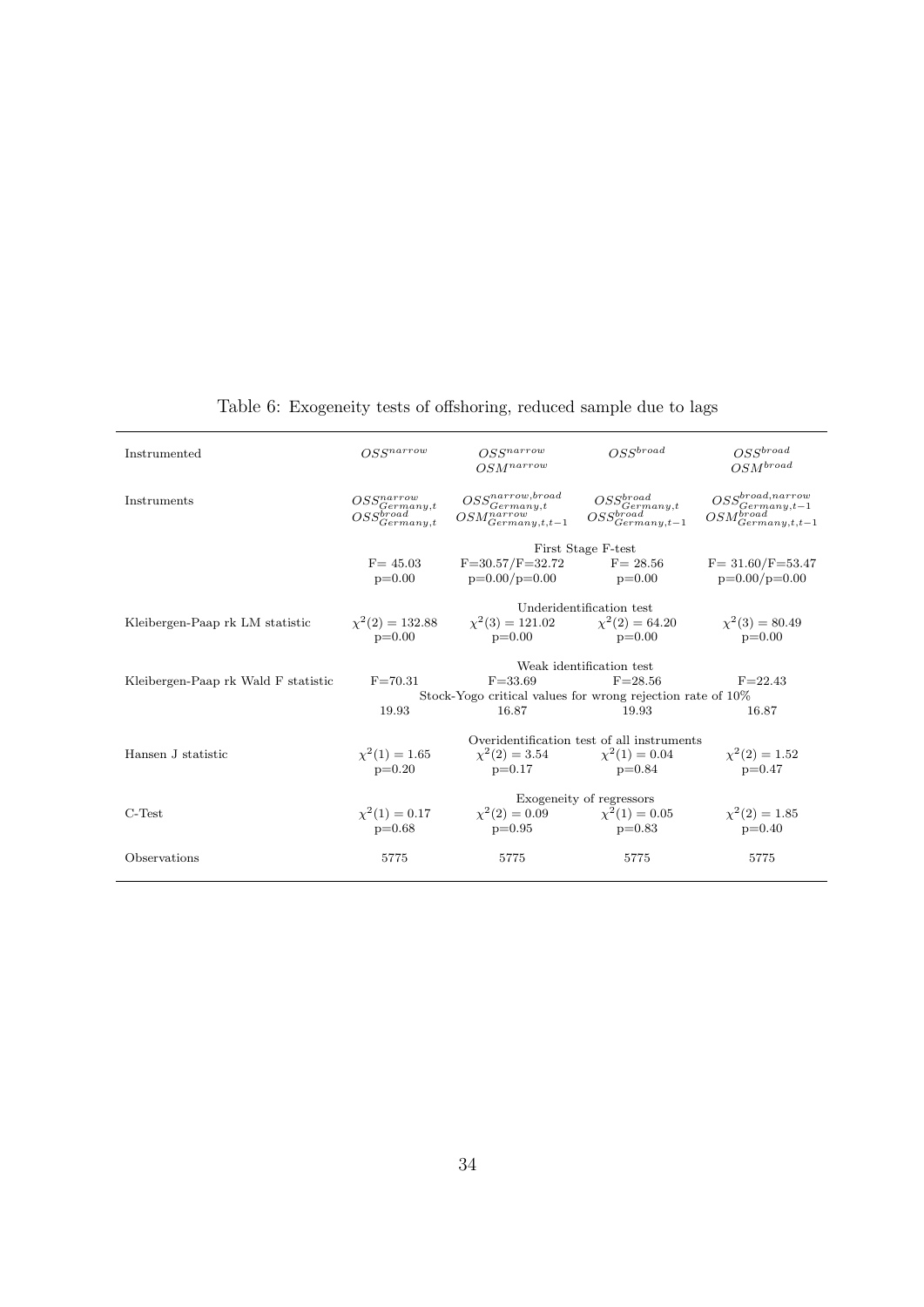Table 6: Exogeneity tests of offshoring, reduced sample due to lags

| | | | | |
|---|---|---|---|---|
| Instrumented | $OSS^{narrow}$ | $OSS^{narrow}$ $OSM^{narrow}$ | $OSS^{broad}$ | $OSS^{broad}$ $OSM^{broad}$ |
| Instruments | $OSS^{narrow}_{Germany,t}$ $OSS^{broad}_{Germany,t}$ | $OSS^{narrow,broad}_{Germany,t}$ $OSM^{narrow}_{Germany,t,t-1}$ | $OSS^{broad}_{Germany,t}$ $OSS^{broad}_{Germany,t-1}$ | $OSS^{broad,narrow}_{Germany,t-1}$ $OSM^{broad}_{Germany,t,t-1}$ |
| | First Stage F-test | | | |
| | F= 45.03 p=0.00 | F=30.57/F=32.72 p=0.00/p=0.00 | F= 28.56 p=0.00 | F= 31.60/F=53.47 p=0.00/p=0.00 |
| | Underidentification test | | | |
| Kleibergen-Paap rk LM statistic | $\chi^2(2) = 132.88$ p=0.00 | $\chi^2(3) = 121.02$ p=0.00 | $\chi^2(2) = 64.20$ p=0.00 | $\chi^2(3) = 80.49$ p=0.00 |
| | Weak identification test | | | |
| Kleibergen-Paap rk Wald F statistic | F=70.31 | F=33.69 | F=28.56 | F=22.43 |
| | Stock-Yogo critical values for wrong rejection rate of 10% | | | |
| | 19.93 | 16.87 | 19.93 | 16.87 |
| | Overidentification test of all instruments | | | |
| Hansen J statistic | $\chi^2(1) = 1.65$ p=0.20 | $\chi^2(2) = 3.54$ p=0.17 | $\chi^2(1) = 0.04$ p=0.84 | $\chi^2(2) = 1.52$ p=0.47 |
| | Exogeneity of regressors | | | |
| C-Test | $\chi^2(1) = 0.17$ p=0.68 | $\chi^2(2) = 0.09$ p=0.95 | $\chi^2(1) = 0.05$ p=0.83 | $\chi^2(2) = 1.85$ p=0.40 |
| Observations | 5775 | 5775 | 5775 | 5775 |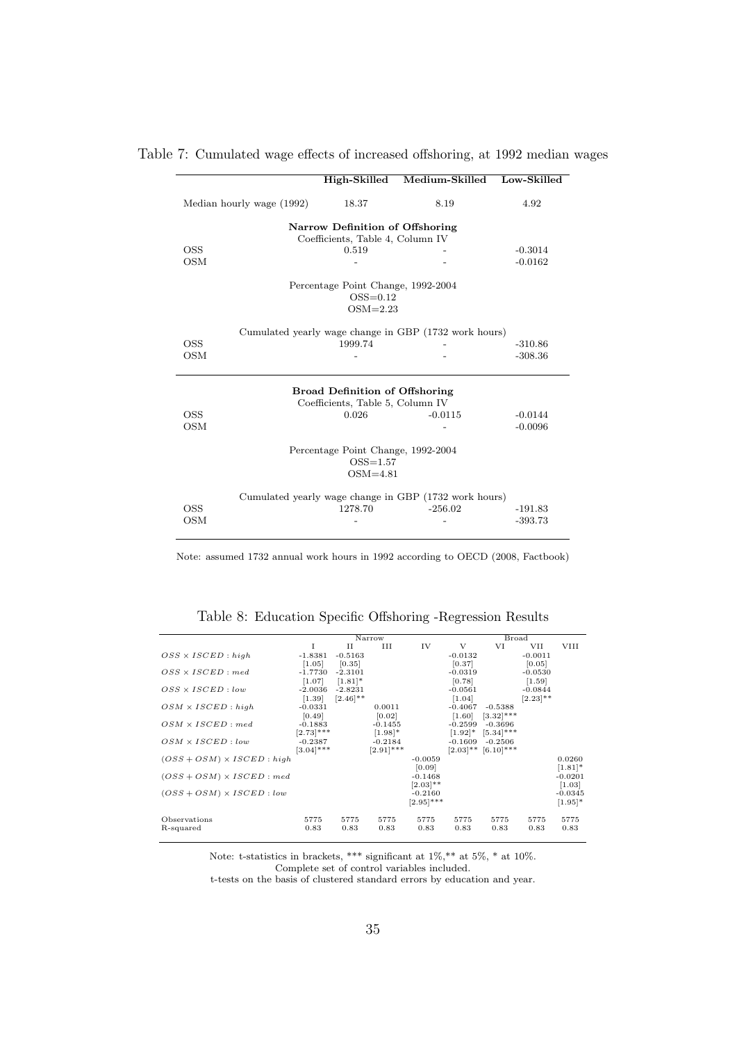Table 7: Cumulated wage effects of increased offshoring, at 1992 median wages

| | High-Skilled | Medium-Skilled | Low-Skilled |
|---|---|---|---|
| Median hourly wage (1992) | 18.37 | 8.19 | 4.92 |
| | **Narrow Definition of Offshoring** | | |
| | Coefficients, Table 4, Column IV | | |
| OSS | 0.519 | - | -0.3014 |
| OSM | - | - | -0.0162 |
| | Percentage Point Change, 1992-2004 | | |
| | OSS=0.12 | | |
| | OSM=2.23 | | |
| | Cumulated yearly wage change in GBP (1732 work hours) | | |
| OSS | 1999.74 | - | -310.86 |
| OSM | - | - | -308.36 |
| | **Broad Definition of Offshoring** | | |
| | Coefficients, Table 5, Column IV | | |
| OSS | 0.026 | -0.0115 | -0.0144 |
| OSM | | - | -0.0096 |
| | Percentage Point Change, 1992-2004 | | |
| | OSS=1.57 | | |
| | OSM=4.81 | | |
| | Cumulated yearly wage change in GBP (1732 work hours) | | |
| OSS | 1278.70 | -256.02 | -191.83 |
| OSM | - | - | -393.73 |

Note: assumed 1732 annual work hours in 1992 according to OECD (2008, Factbook)

Table 8: Education Specific Offshoring -Regression Results

| | Narrow | | | | Broad | | | |
|---|---|---|---|---|---|---|---|---|
| | I | II | III | IV | V | VI | VII | VIII |
| $OSS \times ISCED: high$ | -1.8381 | -0.5163 | | | -0.0132 | | -0.0011 | |
| | [1.05] | [0.35] | | | [0.37] | | [0.05] | |
| $OSS \times ISCED: med$ | -1.7730 | -2.3101 | | | -0.0319 | | -0.0530 | |
| | [1.07] | [1.81]* | | | [0.78] | | [1.59] | |
| $OSS \times ISCED: low$ | -2.0036 | -2.8231 | | | -0.0561 | | -0.0844 | |
| | [1.39] | [2.46]** | | | [1.04] | | [2.23]** | |
| $OSM \times ISCED: high$ | -0.0331 | | 0.0011 | | -0.4067 | -0.5388 | | |
| | [0.49] | | [0.02] | | [1.60] | [3.32]*** | | |
| $OSM \times ISCED: med$ | -0.1883 | | -0.1455 | | -0.2599 | -0.3696 | | |
| | [2.73]*** | | [1.98]* | | [1.92]* | [5.34]*** | | |
| $OSM \times ISCED: low$ | -0.2387 | | -0.2184 | | -0.1609 | -0.2506 | | |
| | [3.04]*** | | [2.91]*** | | [2.03]** | [6.10]*** | | |
| $(OSS + OSM) \times ISCED: high$ | | | | -0.0059 | | | | 0.0260 |
| | | | | [0.09] | | | | [1.81]* |
| $(OSS + OSM) \times ISCED: med$ | | | | -0.1468 | | | | -0.0201 |
| | | | | [2.03]** | | | | [1.03] |
| $(OSS + OSM) \times ISCED: low$ | | | | -0.2160 | | | | -0.0345 |
| | | | | [2.95]*** | | | | [1.95]* |
| Observations | 5775 | 5775 | 5775 | 5775 | 5775 | 5775 | 5775 | 5775 |
| R-squared | 0.83 | 0.83 | 0.83 | 0.83 | 0.83 | 0.83 | 0.83 | 0.83 |

Note: t-statistics in brackets, *** significant at 1%,** at 5%, * at 10%.
Complete set of control variables included.
t-tests on the basis of clustered standard errors by education and year.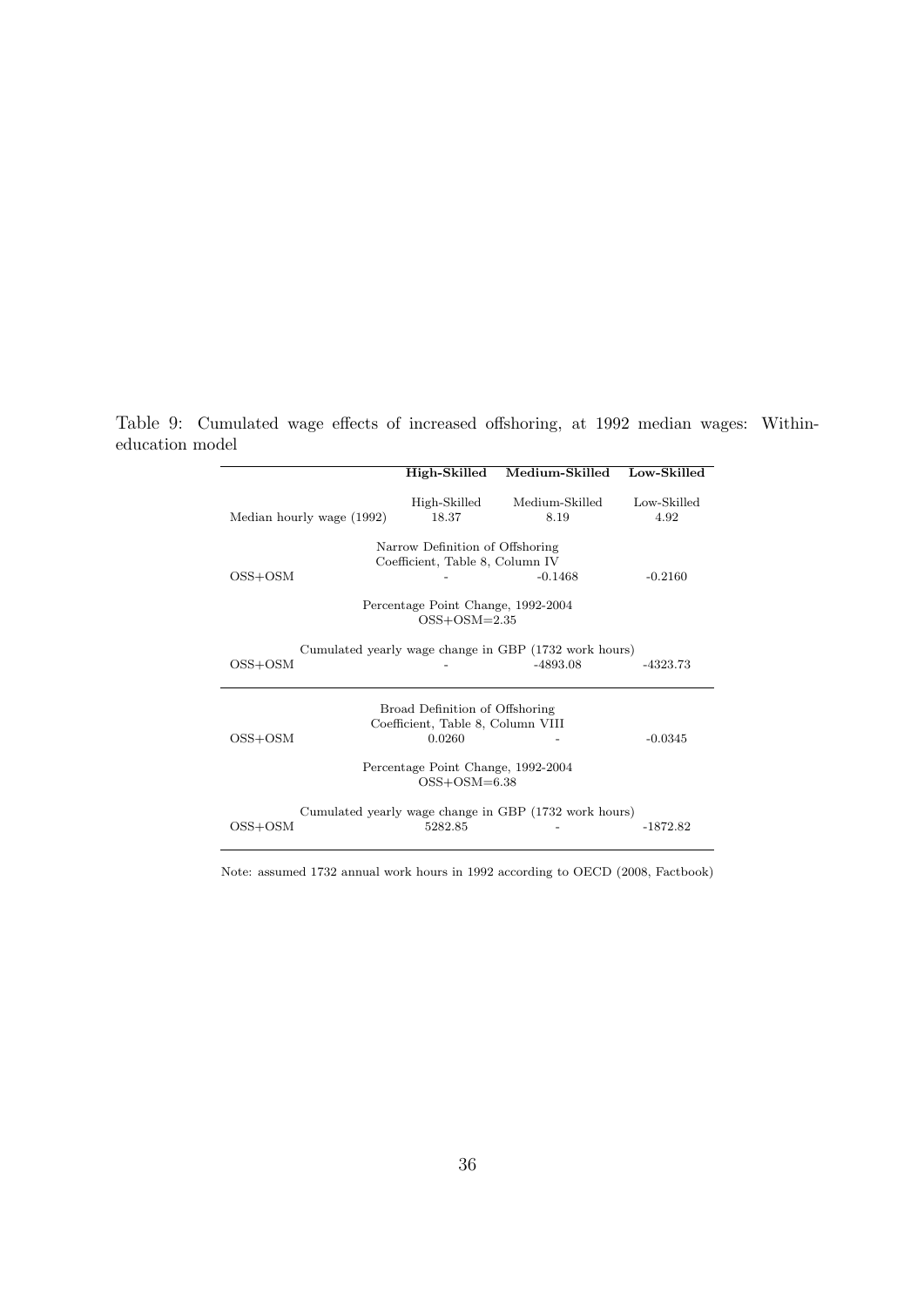Table 9: Cumulated wage effects of increased offshoring, at 1992 median wages: Within-education model

| | **High-Skilled** | **Medium-Skilled** | **Low-Skilled** |
|---|---|---|---|
| | High-Skilled | Medium-Skilled | Low-Skilled |
| Median hourly wage (1992) | 18.37 | 8.19 | 4.92 |
| | Narrow Definition of Offshoring Coefficient, Table 8, Column IV | | |
| OSS+OSM | - | -0.1468 | -0.2160 |
| | Percentage Point Change, 1992-2004 OSS+OSM=2.35 | | |
| | Cumulated yearly wage change in GBP (1732 work hours) | | |
| OSS+OSM | - | -4893.08 | -4323.73 |
| | Broad Definition of Offshoring Coefficient, Table 8, Column VIII | | |
| OSS+OSM | 0.0260 | - | -0.0345 |
| | Percentage Point Change, 1992-2004 OSS+OSM=6.38 | | |
| | Cumulated yearly wage change in GBP (1732 work hours) | | |
| OSS+OSM | 5282.85 | - | -1872.82 |

Note: assumed 1732 annual work hours in 1992 according to OECD (2008, Factbook)